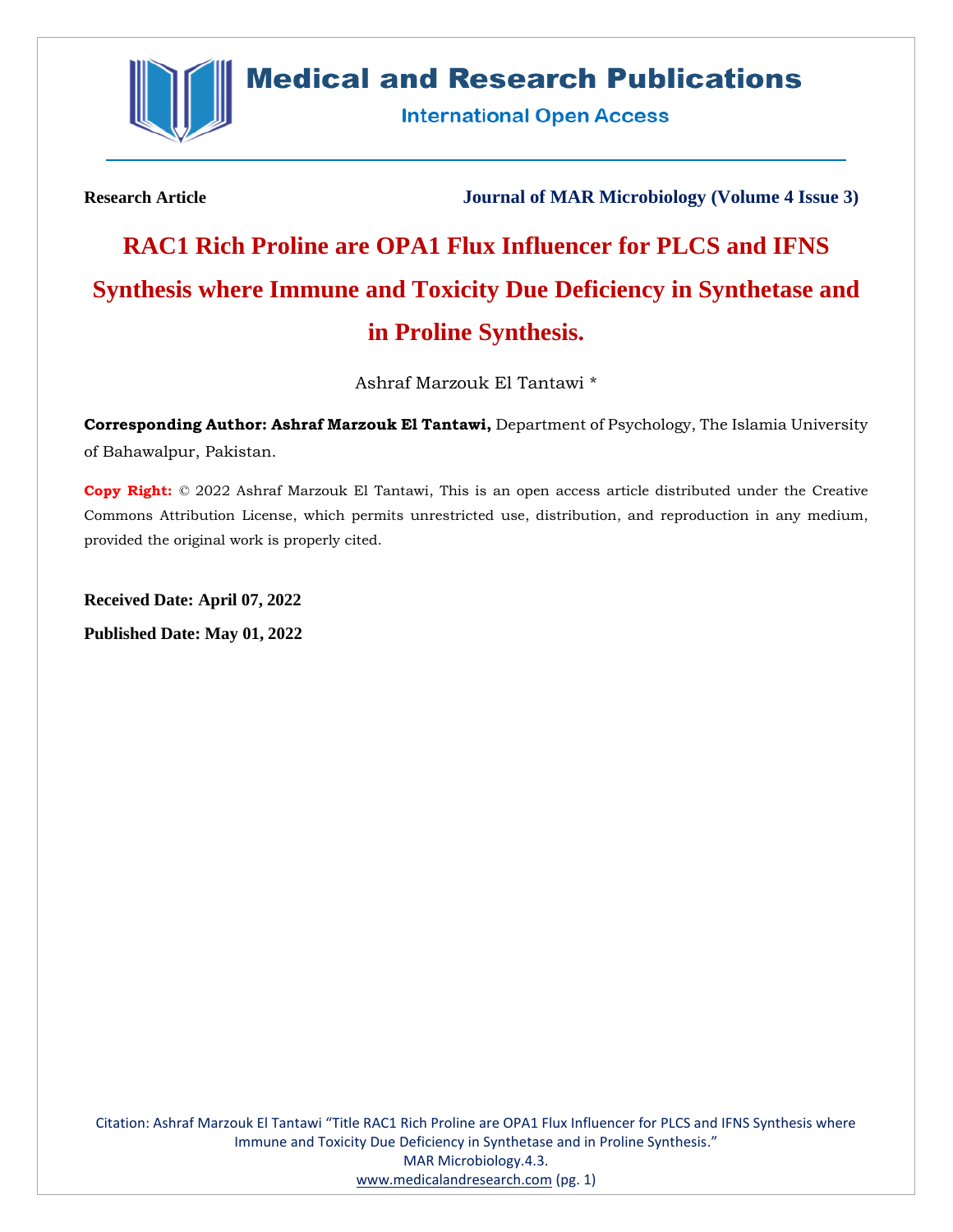**Research Article** **Journal of MAR Microbiology (Volume 4 Issue 3)**

# RAC1 Rich Proline are OPA1 Flux Influencer for PLCS and IFNS Synthesis where Immune and Toxicity Due Deficiency in Synthetase and in Proline Synthesis.

Ashraf Marzouk El Tantawi *

**Corresponding Author: Ashraf Marzouk El Tantawi,** Department of Psychology, The Islamia University of Bahawalpur, Pakistan.

**Copy Right:** © 2022 Ashraf Marzouk El Tantawi, This is an open access article distributed under the Creative Commons Attribution License, which permits unrestricted use, distribution, and reproduction in any medium, provided the original work is properly cited.

**Received Date: April 07, 2022**

**Published Date: May 01, 2022**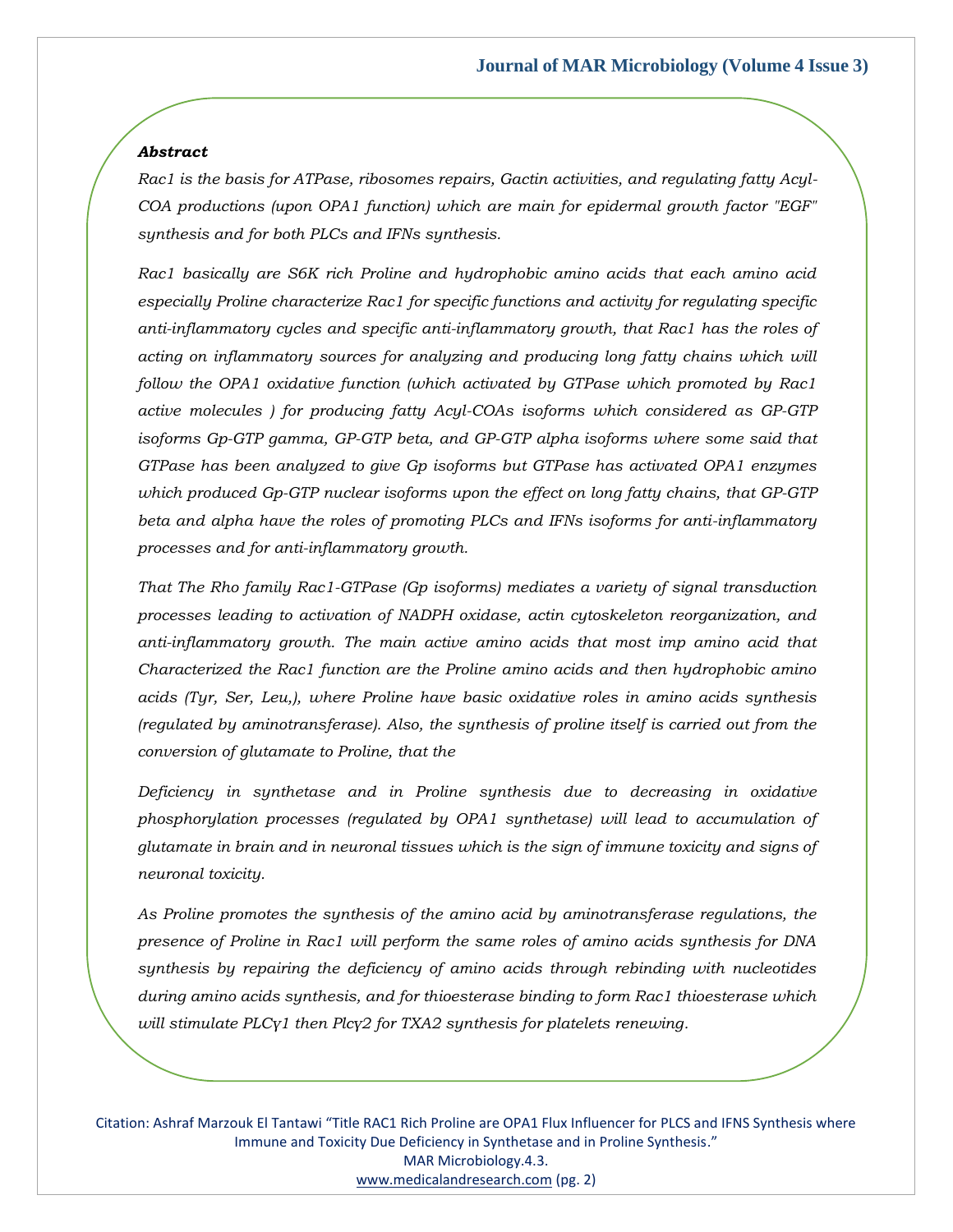***Abstract***

*Rac1 is the basis for ATPase, ribosomes repairs, Gactin activities, and regulating fatty Acyl-COA productions (upon OPA1 function) which are main for epidermal growth factor "EGF" synthesis and for both PLCs and IFNs synthesis.*

*Rac1 basically are S6K rich Proline and hydrophobic amino acids that each amino acid especially Proline characterize Rac1 for specific functions and activity for regulating specific anti-inflammatory cycles and specific anti-inflammatory growth, that Rac1 has the roles of acting on inflammatory sources for analyzing and producing long fatty chains which will follow the OPA1 oxidative function (which activated by GTPase which promoted by Rac1 active molecules ) for producing fatty Acyl-COAs isoforms which considered as GP-GTP isoforms Gp-GTP gamma, GP-GTP beta, and GP-GTP alpha isoforms where some said that GTPase has been analyzed to give Gp isoforms but GTPase has activated OPA1 enzymes which produced Gp-GTP nuclear isoforms upon the effect on long fatty chains, that GP-GTP beta and alpha have the roles of promoting PLCs and IFNs isoforms for anti-inflammatory processes and for anti-inflammatory growth.*

*That The Rho family Rac1-GTPase (Gp isoforms) mediates a variety of signal transduction processes leading to activation of NADPH oxidase, actin cytoskeleton reorganization, and anti-inflammatory growth. The main active amino acids that most imp amino acid that Characterized the Rac1 function are the Proline amino acids and then hydrophobic amino acids (Tyr, Ser, Leu,), where Proline have basic oxidative roles in amino acids synthesis (regulated by aminotransferase). Also, the synthesis of proline itself is carried out from the conversion of glutamate to Proline, that the*

*Deficiency in synthetase and in Proline synthesis due to decreasing in oxidative phosphorylation processes (regulated by OPA1 synthetase) will lead to accumulation of glutamate in brain and in neuronal tissues which is the sign of immune toxicity and signs of neuronal toxicity.*

*As Proline promotes the synthesis of the amino acid by aminotransferase regulations, the presence of Proline in Rac1 will perform the same roles of amino acids synthesis for DNA synthesis by repairing the deficiency of amino acids through rebinding with nucleotides during amino acids synthesis, and for thioesterase binding to form Rac1 thioesterase which will stimulate PLCγ1 then Plcγ2 for TXA2 synthesis for platelets renewing.*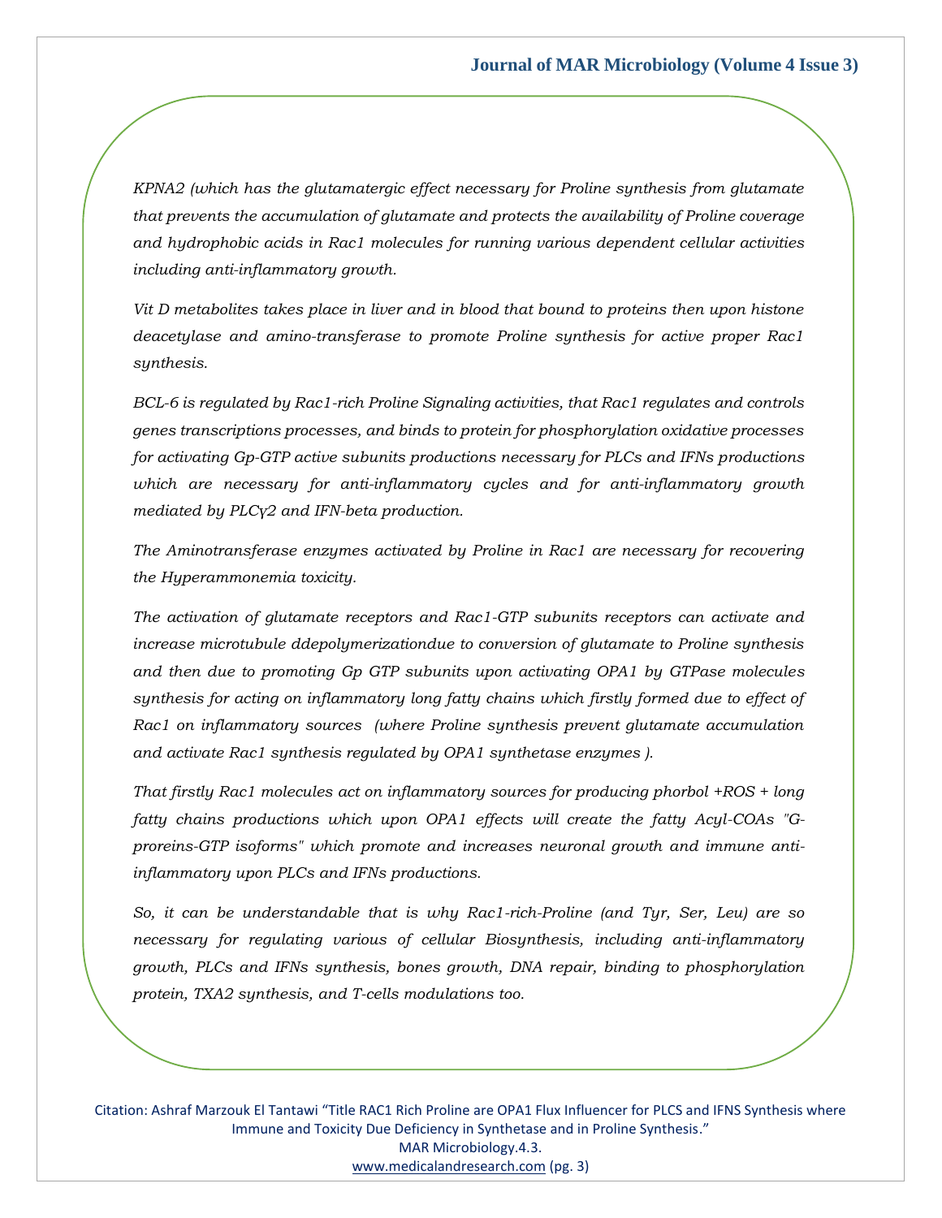*KPNA2 (which has the glutamatergic effect necessary for Proline synthesis from glutamate that prevents the accumulation of glutamate and protects the availability of Proline coverage and hydrophobic acids in Rac1 molecules for running various dependent cellular activities including anti-inflammatory growth.*

*Vit D metabolites takes place in liver and in blood that bound to proteins then upon histone deacetylase and amino-transferase to promote Proline synthesis for active proper Rac1 synthesis.*

*BCL-6 is regulated by Rac1-rich Proline Signaling activities, that Rac1 regulates and controls genes transcriptions processes, and binds to protein for phosphorylation oxidative processes for activating Gp-GTP active subunits productions necessary for PLCs and IFNs productions which are necessary for anti-inflammatory cycles and for anti-inflammatory growth mediated by PLCγ2 and IFN-beta production.*

*The Aminotransferase enzymes activated by Proline in Rac1 are necessary for recovering the Hyperammonemia toxicity.*

*The activation of glutamate receptors and Rac1-GTP subunits receptors can activate and increase microtubule ddepolymerizationdue to conversion of glutamate to Proline synthesis and then due to promoting Gp GTP subunits upon activating OPA1 by GTPase molecules synthesis for acting on inflammatory long fatty chains which firstly formed due to effect of Rac1 on inflammatory sources (where Proline synthesis prevent glutamate accumulation and activate Rac1 synthesis regulated by OPA1 synthetase enzymes ).*

*That firstly Rac1 molecules act on inflammatory sources for producing phorbol +ROS + long fatty chains productions which upon OPA1 effects will create the fatty Acyl-COAs "G-proreins-GTP isoforms" which promote and increases neuronal growth and immune anti-inflammatory upon PLCs and IFNs productions.*

*So, it can be understandable that is why Rac1-rich-Proline (and Tyr, Ser, Leu) are so necessary for regulating various of cellular Biosynthesis, including anti-inflammatory growth, PLCs and IFNs synthesis, bones growth, DNA repair, binding to phosphorylation protein, TXA2 synthesis, and T-cells modulations too.*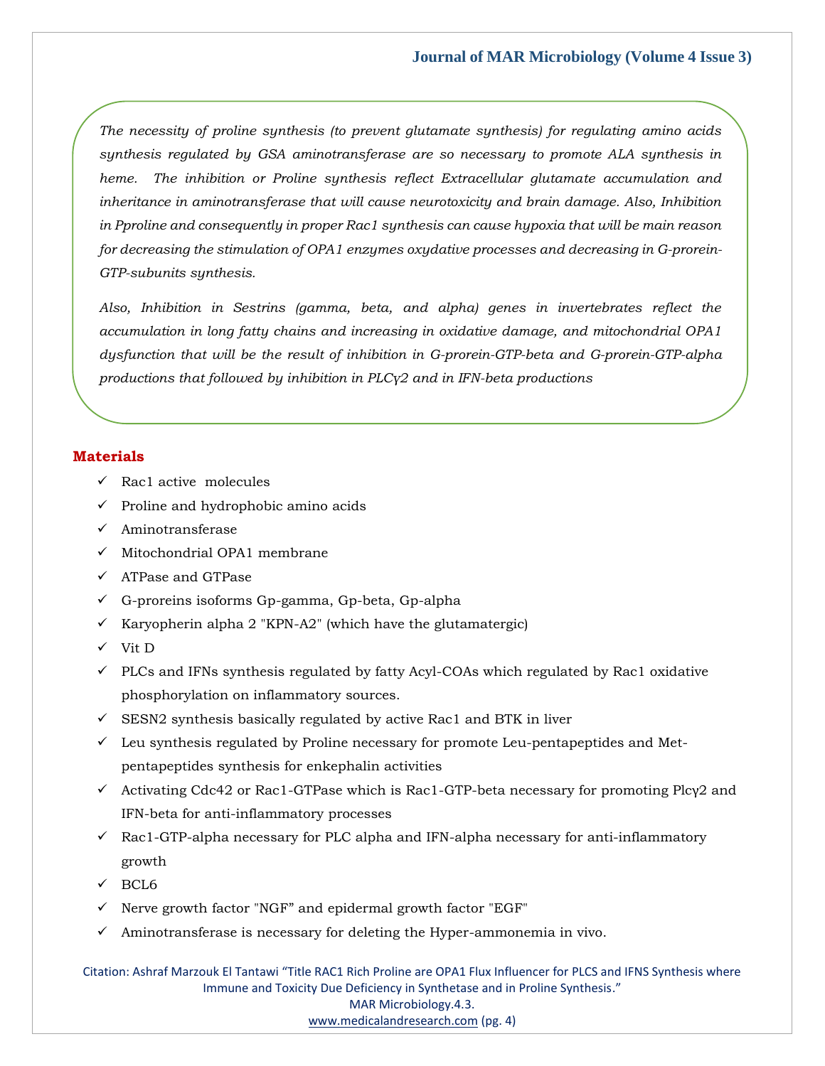*The necessity of proline synthesis (to prevent glutamate synthesis) for regulating amino acids synthesis regulated by GSA aminotransferase are so necessary to promote ALA synthesis in heme. The inhibition or Proline synthesis reflect Extracellular glutamate accumulation and inheritance in aminotransferase that will cause neurotoxicity and brain damage. Also, Inhibition in Pproline and consequently in proper Rac1 synthesis can cause hypoxia that will be main reason for decreasing the stimulation of OPA1 enzymes oxydative processes and decreasing in G-prorein-GTP-subunits synthesis.*

*Also, Inhibition in Sestrins (gamma, beta, and alpha) genes in invertebrates reflect the accumulation in long fatty chains and increasing in oxidative damage, and mitochondrial OPA1 dysfunction that will be the result of inhibition in G-prorein-GTP-beta and G-prorein-GTP-alpha productions that followed by inhibition in PLCγ2 and in IFN-beta productions*

## Materials

- ✓ Rac1 active molecules
- ✓ Proline and hydrophobic amino acids
- ✓ Aminotransferase
- ✓ Mitochondrial OPA1 membrane
- ✓ ATPase and GTPase
- ✓ G-proreins isoforms Gp-gamma, Gp-beta, Gp-alpha
- ✓ Karyopherin alpha 2 "KPN-A2" (which have the glutamatergic)
- ✓ Vit D
- ✓ PLCs and IFNs synthesis regulated by fatty Acyl-COAs which regulated by Rac1 oxidative phosphorylation on inflammatory sources.
- ✓ SESN2 synthesis basically regulated by active Rac1 and BTK in liver
- ✓ Leu synthesis regulated by Proline necessary for promote Leu-pentapeptides and Met-pentapeptides synthesis for enkephalin activities
- ✓ Activating Cdc42 or Rac1-GTPase which is Rac1-GTP-beta necessary for promoting Plcγ2 and IFN-beta for anti-inflammatory processes
- ✓ Rac1-GTP-alpha necessary for PLC alpha and IFN-alpha necessary for anti-inflammatory growth
- ✓ BCL6
- ✓ Nerve growth factor "NGF" and epidermal growth factor "EGF"
- ✓ Aminotransferase is necessary for deleting the Hyper-ammonemia in vivo.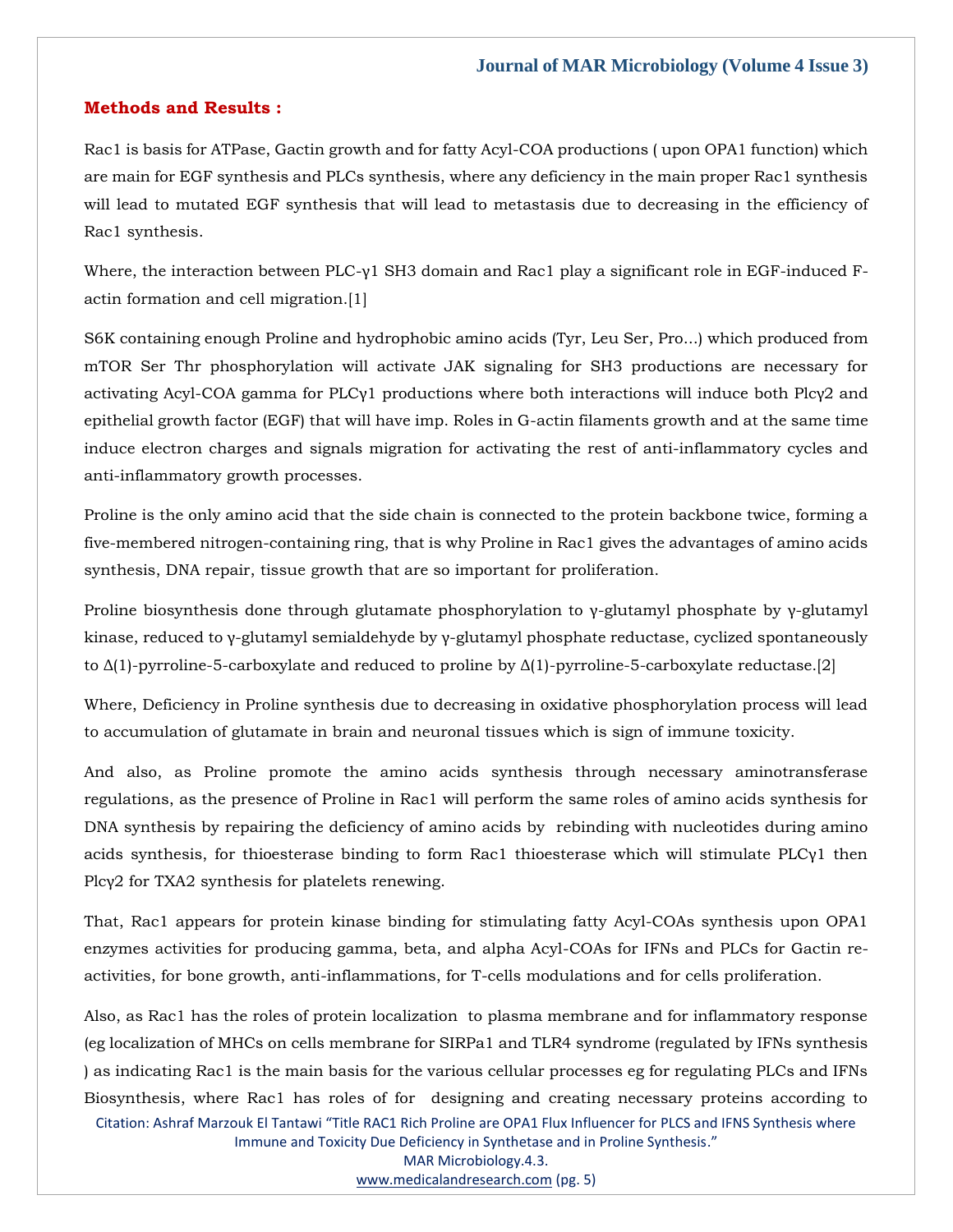## Methods and Results :

Rac1 is basis for ATPase, Gactin growth and for fatty Acyl-COA productions ( upon OPA1 function) which are main for EGF synthesis and PLCs synthesis, where any deficiency in the main proper Rac1 synthesis will lead to mutated EGF synthesis that will lead to metastasis due to decreasing in the efficiency of Rac1 synthesis.

Where, the interaction between PLC-γ1 SH3 domain and Rac1 play a significant role in EGF-induced F-actin formation and cell migration.[1]

S6K containing enough Proline and hydrophobic amino acids (Tyr, Leu Ser, Pro...) which produced from mTOR Ser Thr phosphorylation will activate JAK signaling for SH3 productions are necessary for activating Acyl-COA gamma for PLCγ1 productions where both interactions will induce both Plcγ2 and epithelial growth factor (EGF) that will have imp. Roles in G-actin filaments growth and at the same time induce electron charges and signals migration for activating the rest of anti-inflammatory cycles and anti-inflammatory growth processes.

Proline is the only amino acid that the side chain is connected to the protein backbone twice, forming a five-membered nitrogen-containing ring, that is why Proline in Rac1 gives the advantages of amino acids synthesis, DNA repair, tissue growth that are so important for proliferation.

Proline biosynthesis done through glutamate phosphorylation to γ-glutamyl phosphate by γ-glutamyl kinase, reduced to γ-glutamyl semialdehyde by γ-glutamyl phosphate reductase, cyclized spontaneously to Δ(1)-pyrroline-5-carboxylate and reduced to proline by Δ(1)-pyrroline-5-carboxylate reductase.[2]

Where, Deficiency in Proline synthesis due to decreasing in oxidative phosphorylation process will lead to accumulation of glutamate in brain and neuronal tissues which is sign of immune toxicity.

And also, as Proline promote the amino acids synthesis through necessary aminotransferase regulations, as the presence of Proline in Rac1 will perform the same roles of amino acids synthesis for DNA synthesis by repairing the deficiency of amino acids by rebinding with nucleotides during amino acids synthesis, for thioesterase binding to form Rac1 thioesterase which will stimulate PLCγ1 then Plcγ2 for TXA2 synthesis for platelets renewing.

That, Rac1 appears for protein kinase binding for stimulating fatty Acyl-COAs synthesis upon OPA1 enzymes activities for producing gamma, beta, and alpha Acyl-COAs for IFNs and PLCs for Gactin re-activities, for bone growth, anti-inflammations, for T-cells modulations and for cells proliferation.

Also, as Rac1 has the roles of protein localization to plasma membrane and for inflammatory response (eg localization of MHCs on cells membrane for SIRPa1 and TLR4 syndrome (regulated by IFNs synthesis ) as indicating Rac1 is the main basis for the various cellular processes eg for regulating PLCs and IFNs Biosynthesis, where Rac1 has roles of for designing and creating necessary proteins according to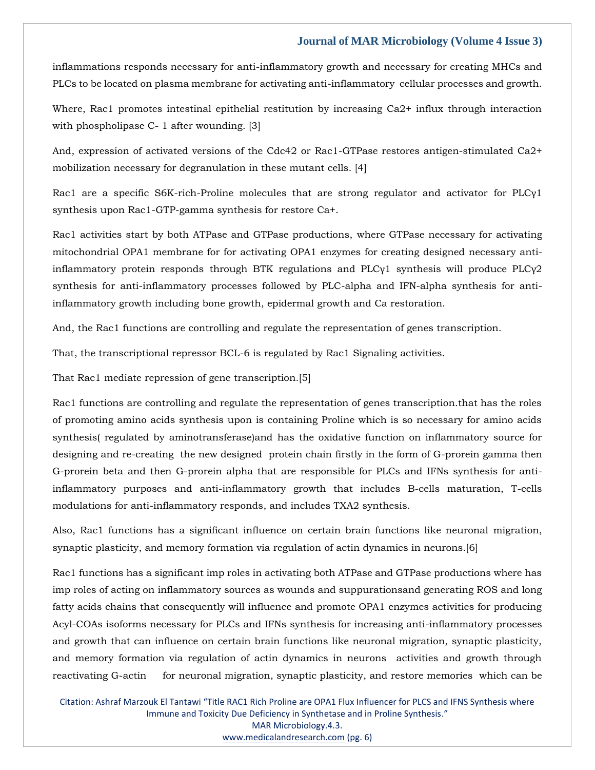inflammations responds necessary for anti-inflammatory growth and necessary for creating MHCs and PLCs to be located on plasma membrane for activating anti-inflammatory cellular processes and growth.

Where, Rac1 promotes intestinal epithelial restitution by increasing Ca2+ influx through interaction with phospholipase C- 1 after wounding. [3]

And, expression of activated versions of the Cdc42 or Rac1-GTPase restores antigen-stimulated Ca2+ mobilization necessary for degranulation in these mutant cells. [4]

Rac1 are a specific S6K-rich-Proline molecules that are strong regulator and activator for PLCγ1 synthesis upon Rac1-GTP-gamma synthesis for restore Ca+.

Rac1 activities start by both ATPase and GTPase productions, where GTPase necessary for activating mitochondrial OPA1 membrane for for activating OPA1 enzymes for creating designed necessary anti-inflammatory protein responds through BTK regulations and PLCγ1 synthesis will produce PLCγ2 synthesis for anti-inflammatory processes followed by PLC-alpha and IFN-alpha synthesis for anti-inflammatory growth including bone growth, epidermal growth and Ca restoration.

And, the Rac1 functions are controlling and regulate the representation of genes transcription.

That, the transcriptional repressor BCL-6 is regulated by Rac1 Signaling activities.

That Rac1 mediate repression of gene transcription.[5]

Rac1 functions are controlling and regulate the representation of genes transcription.that has the roles of promoting amino acids synthesis upon is containing Proline which is so necessary for amino acids synthesis( regulated by aminotransferase)and has the oxidative function on inflammatory source for designing and re-creating the new designed protein chain firstly in the form of G-prorein gamma then G-prorein beta and then G-prorein alpha that are responsible for PLCs and IFNs synthesis for anti-inflammatory purposes and anti-inflammatory growth that includes B-cells maturation, T-cells modulations for anti-inflammatory responds, and includes TXA2 synthesis.

Also, Rac1 functions has a significant influence on certain brain functions like neuronal migration, synaptic plasticity, and memory formation via regulation of actin dynamics in neurons.[6]

Rac1 functions has a significant imp roles in activating both ATPase and GTPase productions where has imp roles of acting on inflammatory sources as wounds and suppurationsand generating ROS and long fatty acids chains that consequently will influence and promote OPA1 enzymes activities for producing Acyl-COAs isoforms necessary for PLCs and IFNs synthesis for increasing anti-inflammatory processes and growth that can influence on certain brain functions like neuronal migration, synaptic plasticity, and memory formation via regulation of actin dynamics in neurons activities and growth through reactivating G-actin for neuronal migration, synaptic plasticity, and restore memories which can be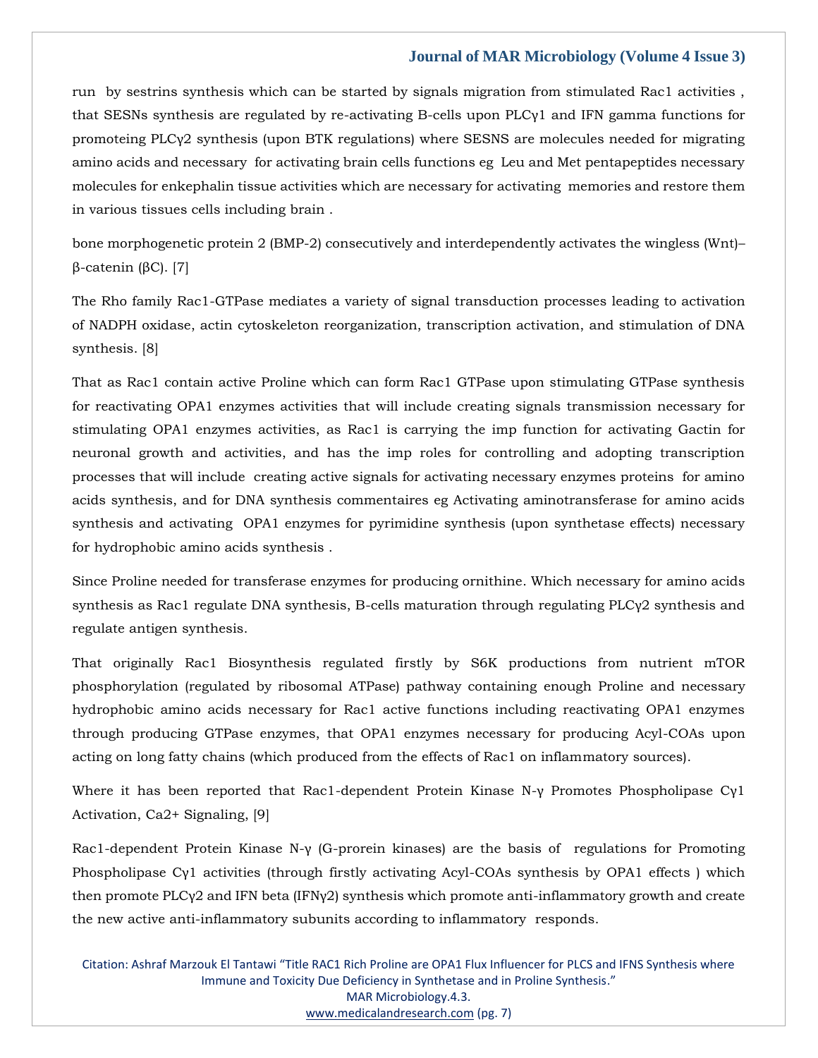run by sestrins synthesis which can be started by signals migration from stimulated Rac1 activities , that SESNs synthesis are regulated by re-activating B-cells upon PLCγ1 and IFN gamma functions for promoteing PLCγ2 synthesis (upon BTK regulations) where SESNS are molecules needed for migrating amino acids and necessary for activating brain cells functions eg Leu and Met pentapeptides necessary molecules for enkephalin tissue activities which are necessary for activating memories and restore them in various tissues cells including brain .

bone morphogenetic protein 2 (BMP-2) consecutively and interdependently activates the wingless (Wnt)–β-catenin (βC). [7]

The Rho family Rac1-GTPase mediates a variety of signal transduction processes leading to activation of NADPH oxidase, actin cytoskeleton reorganization, transcription activation, and stimulation of DNA synthesis. [8]

That as Rac1 contain active Proline which can form Rac1 GTPase upon stimulating GTPase synthesis for reactivating OPA1 enzymes activities that will include creating signals transmission necessary for stimulating OPA1 enzymes activities, as Rac1 is carrying the imp function for activating Gactin for neuronal growth and activities, and has the imp roles for controlling and adopting transcription processes that will include creating active signals for activating necessary enzymes proteins for amino acids synthesis, and for DNA synthesis commentaires eg Activating aminotransferase for amino acids synthesis and activating OPA1 enzymes for pyrimidine synthesis (upon synthetase effects) necessary for hydrophobic amino acids synthesis .

Since Proline needed for transferase enzymes for producing ornithine. Which necessary for amino acids synthesis as Rac1 regulate DNA synthesis, B-cells maturation through regulating PLCγ2 synthesis and regulate antigen synthesis.

That originally Rac1 Biosynthesis regulated firstly by S6K productions from nutrient mTOR phosphorylation (regulated by ribosomal ATPase) pathway containing enough Proline and necessary hydrophobic amino acids necessary for Rac1 active functions including reactivating OPA1 enzymes through producing GTPase enzymes, that OPA1 enzymes necessary for producing Acyl-COAs upon acting on long fatty chains (which produced from the effects of Rac1 on inflammatory sources).

Where it has been reported that Rac1-dependent Protein Kinase N-γ Promotes Phospholipase Cγ1 Activation, Ca2+ Signaling, [9]

Rac1-dependent Protein Kinase N-γ (G-prorein kinases) are the basis of regulations for Promoting Phospholipase Cγ1 activities (through firstly activating Acyl-COAs synthesis by OPA1 effects ) which then promote PLCγ2 and IFN beta (IFNγ2) synthesis which promote anti-inflammatory growth and create the new active anti-inflammatory subunits according to inflammatory responds.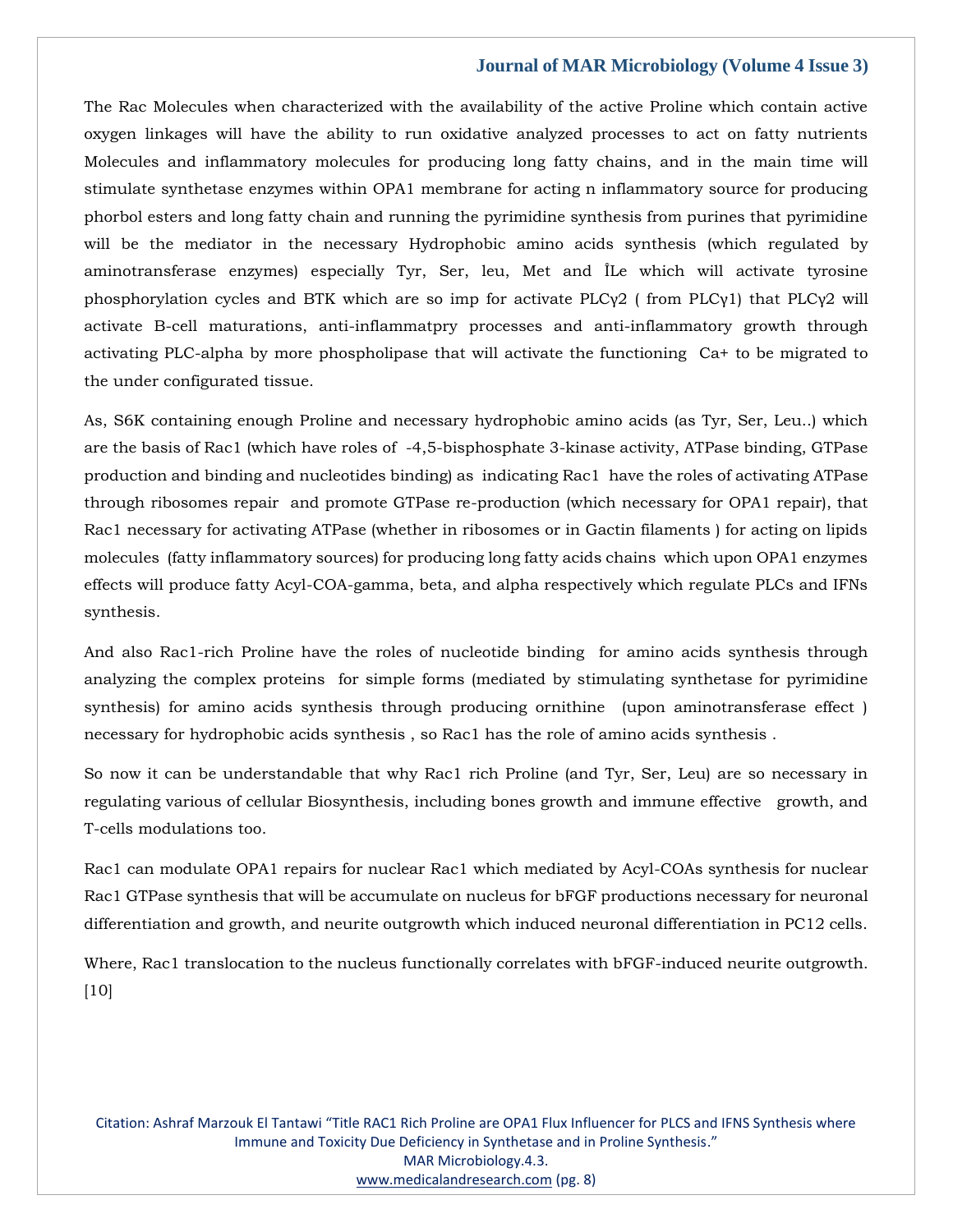The Rac Molecules when characterized with the availability of the active Proline which contain active oxygen linkages will have the ability to run oxidative analyzed processes to act on fatty nutrients Molecules and inflammatory molecules for producing long fatty chains, and in the main time will stimulate synthetase enzymes within OPA1 membrane for acting n inflammatory source for producing phorbol esters and long fatty chain and running the pyrimidine synthesis from purines that pyrimidine will be the mediator in the necessary Hydrophobic amino acids synthesis (which regulated by aminotransferase enzymes) especially Tyr, Ser, leu, Met and ÎLe which will activate tyrosine phosphorylation cycles and BTK which are so imp for activate PLCγ2 ( from PLCγ1) that PLCγ2 will activate B-cell maturations, anti-inflammatpry processes and anti-inflammatory growth through activating PLC-alpha by more phospholipase that will activate the functioning Ca+ to be migrated to the under configurated tissue.

As, S6K containing enough Proline and necessary hydrophobic amino acids (as Tyr, Ser, Leu..) which are the basis of Rac1 (which have roles of -4,5-bisphosphate 3-kinase activity, ATPase binding, GTPase production and binding and nucleotides binding) as indicating Rac1 have the roles of activating ATPase through ribosomes repair and promote GTPase re-production (which necessary for OPA1 repair), that Rac1 necessary for activating ATPase (whether in ribosomes or in Gactin filaments ) for acting on lipids molecules (fatty inflammatory sources) for producing long fatty acids chains which upon OPA1 enzymes effects will produce fatty Acyl-COA-gamma, beta, and alpha respectively which regulate PLCs and IFNs synthesis.

And also Rac1-rich Proline have the roles of nucleotide binding for amino acids synthesis through analyzing the complex proteins for simple forms (mediated by stimulating synthetase for pyrimidine synthesis) for amino acids synthesis through producing ornithine (upon aminotransferase effect ) necessary for hydrophobic acids synthesis , so Rac1 has the role of amino acids synthesis .

So now it can be understandable that why Rac1 rich Proline (and Tyr, Ser, Leu) are so necessary in regulating various of cellular Biosynthesis, including bones growth and immune effective growth, and T-cells modulations too.

Rac1 can modulate OPA1 repairs for nuclear Rac1 which mediated by Acyl-COAs synthesis for nuclear Rac1 GTPase synthesis that will be accumulate on nucleus for bFGF productions necessary for neuronal differentiation and growth, and neurite outgrowth which induced neuronal differentiation in PC12 cells.

Where, Rac1 translocation to the nucleus functionally correlates with bFGF-induced neurite outgrowth. [10]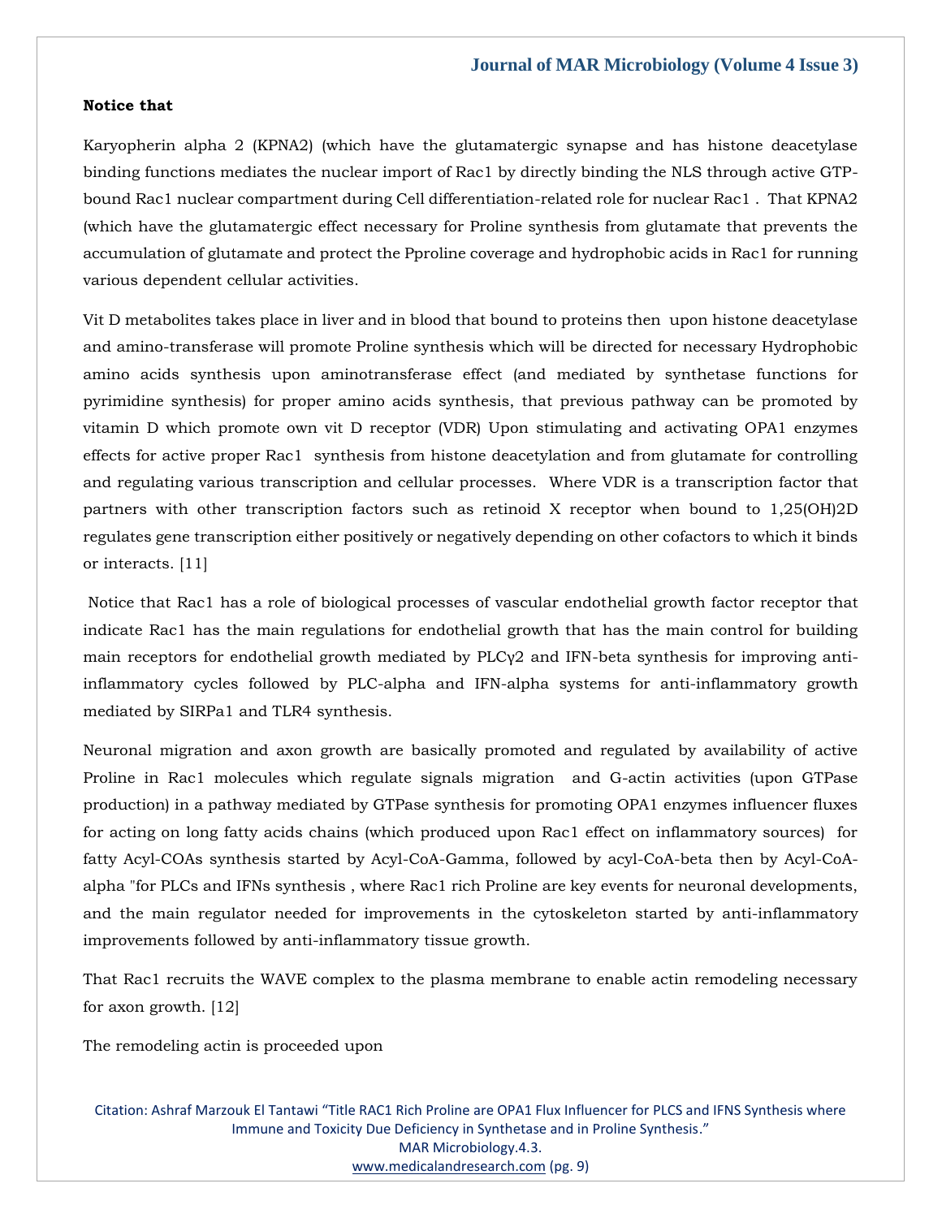**Notice that**

Karyopherin alpha 2 (KPNA2) (which have the glutamatergic synapse and has histone deacetylase binding functions mediates the nuclear import of Rac1 by directly binding the NLS through active GTP-bound Rac1 nuclear compartment during Cell differentiation-related role for nuclear Rac1 . That KPNA2 (which have the glutamatergic effect necessary for Proline synthesis from glutamate that prevents the accumulation of glutamate and protect the Pproline coverage and hydrophobic acids in Rac1 for running various dependent cellular activities.

Vit D metabolites takes place in liver and in blood that bound to proteins then upon histone deacetylase and amino-transferase will promote Proline synthesis which will be directed for necessary Hydrophobic amino acids synthesis upon aminotransferase effect (and mediated by synthetase functions for pyrimidine synthesis) for proper amino acids synthesis, that previous pathway can be promoted by vitamin D which promote own vit D receptor (VDR) Upon stimulating and activating OPA1 enzymes effects for active proper Rac1 synthesis from histone deacetylation and from glutamate for controlling and regulating various transcription and cellular processes. Where VDR is a transcription factor that partners with other transcription factors such as retinoid X receptor when bound to 1,25(OH)2D regulates gene transcription either positively or negatively depending on other cofactors to which it binds or interacts. [11]

Notice that Rac1 has a role of biological processes of vascular endothelial growth factor receptor that indicate Rac1 has the main regulations for endothelial growth that has the main control for building main receptors for endothelial growth mediated by PLCγ2 and IFN-beta synthesis for improving anti-inflammatory cycles followed by PLC-alpha and IFN-alpha systems for anti-inflammatory growth mediated by SIRPa1 and TLR4 synthesis.

Neuronal migration and axon growth are basically promoted and regulated by availability of active Proline in Rac1 molecules which regulate signals migration and G-actin activities (upon GTPase production) in a pathway mediated by GTPase synthesis for promoting OPA1 enzymes influencer fluxes for acting on long fatty acids chains (which produced upon Rac1 effect on inflammatory sources) for fatty Acyl-COAs synthesis started by Acyl-CoA-Gamma, followed by acyl-CoA-beta then by Acyl-CoA-alpha "for PLCs and IFNs synthesis , where Rac1 rich Proline are key events for neuronal developments, and the main regulator needed for improvements in the cytoskeleton started by anti-inflammatory improvements followed by anti-inflammatory tissue growth.

That Rac1 recruits the WAVE complex to the plasma membrane to enable actin remodeling necessary for axon growth. [12]

The remodeling actin is proceeded upon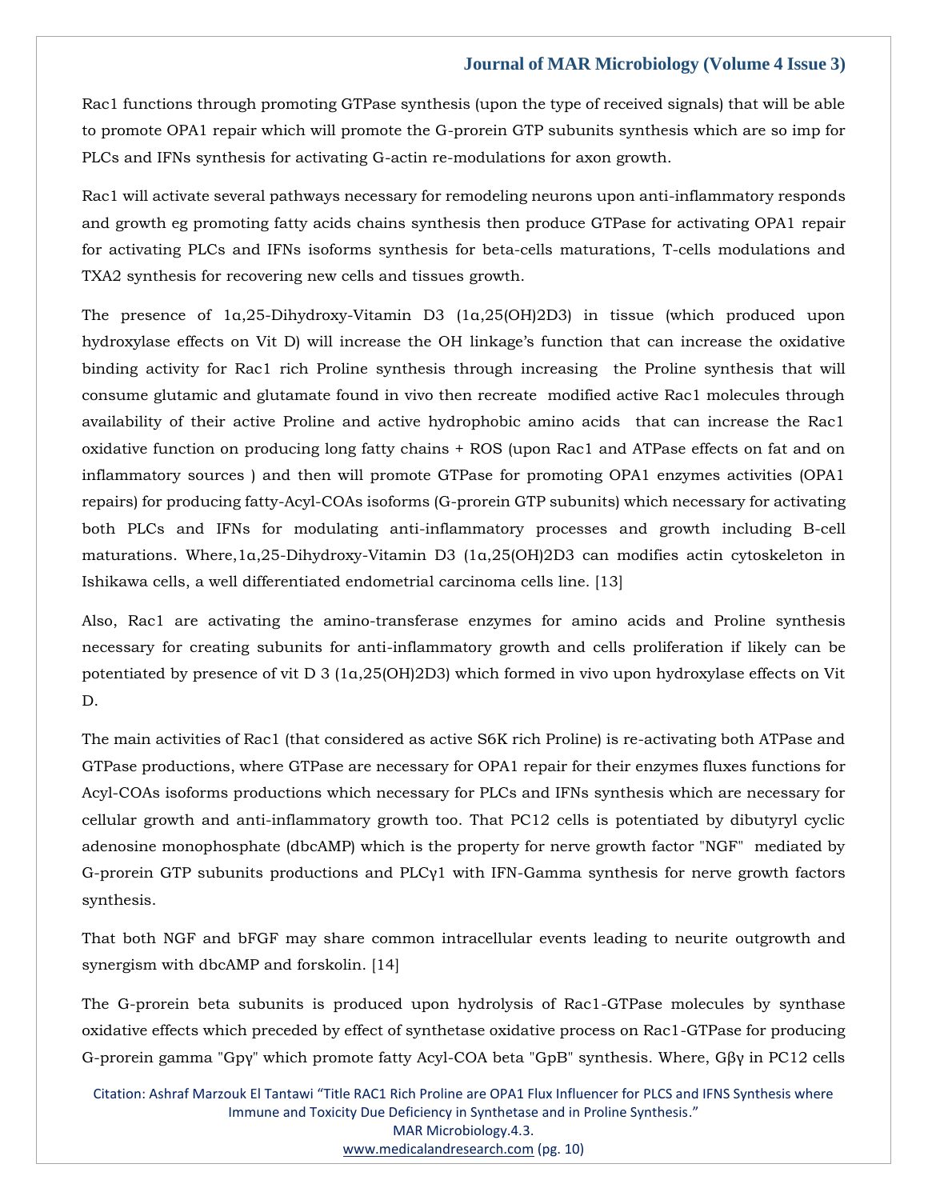Rac1 functions through promoting GTPase synthesis (upon the type of received signals) that will be able to promote OPA1 repair which will promote the G-prorein GTP subunits synthesis which are so imp for PLCs and IFNs synthesis for activating G-actin re-modulations for axon growth.

Rac1 will activate several pathways necessary for remodeling neurons upon anti-inflammatory responds and growth eg promoting fatty acids chains synthesis then produce GTPase for activating OPA1 repair for activating PLCs and IFNs isoforms synthesis for beta-cells maturations, T-cells modulations and TXA2 synthesis for recovering new cells and tissues growth.

The presence of 1α,25-Dihydroxy-Vitamin D3 (1α,25(OH)2D3) in tissue (which produced upon hydroxylase effects on Vit D) will increase the OH linkage's function that can increase the oxidative binding activity for Rac1 rich Proline synthesis through increasing the Proline synthesis that will consume glutamic and glutamate found in vivo then recreate modified active Rac1 molecules through availability of their active Proline and active hydrophobic amino acids that can increase the Rac1 oxidative function on producing long fatty chains + ROS (upon Rac1 and ATPase effects on fat and on inflammatory sources ) and then will promote GTPase for promoting OPA1 enzymes activities (OPA1 repairs) for producing fatty-Acyl-COAs isoforms (G-prorein GTP subunits) which necessary for activating both PLCs and IFNs for modulating anti-inflammatory processes and growth including B-cell maturations. Where,1α,25-Dihydroxy-Vitamin D3 (1α,25(OH)2D3 can modifies actin cytoskeleton in Ishikawa cells, a well differentiated endometrial carcinoma cells line. [13]

Also, Rac1 are activating the amino-transferase enzymes for amino acids and Proline synthesis necessary for creating subunits for anti-inflammatory growth and cells proliferation if likely can be potentiated by presence of vit D 3 (1α,25(OH)2D3) which formed in vivo upon hydroxylase effects on Vit D.

The main activities of Rac1 (that considered as active S6K rich Proline) is re-activating both ATPase and GTPase productions, where GTPase are necessary for OPA1 repair for their enzymes fluxes functions for Acyl-COAs isoforms productions which necessary for PLCs and IFNs synthesis which are necessary for cellular growth and anti-inflammatory growth too. That PC12 cells is potentiated by dibutyryl cyclic adenosine monophosphate (dbcAMP) which is the property for nerve growth factor "NGF" mediated by G-prorein GTP subunits productions and PLCγ1 with IFN-Gamma synthesis for nerve growth factors synthesis.

That both NGF and bFGF may share common intracellular events leading to neurite outgrowth and synergism with dbcAMP and forskolin. [14]

The G-prorein beta subunits is produced upon hydrolysis of Rac1-GTPase molecules by synthase oxidative effects which preceded by effect of synthetase oxidative process on Rac1-GTPase for producing G-prorein gamma "Gpγ" which promote fatty Acyl-COA beta "GpB" synthesis. Where, Gβγ in PC12 cells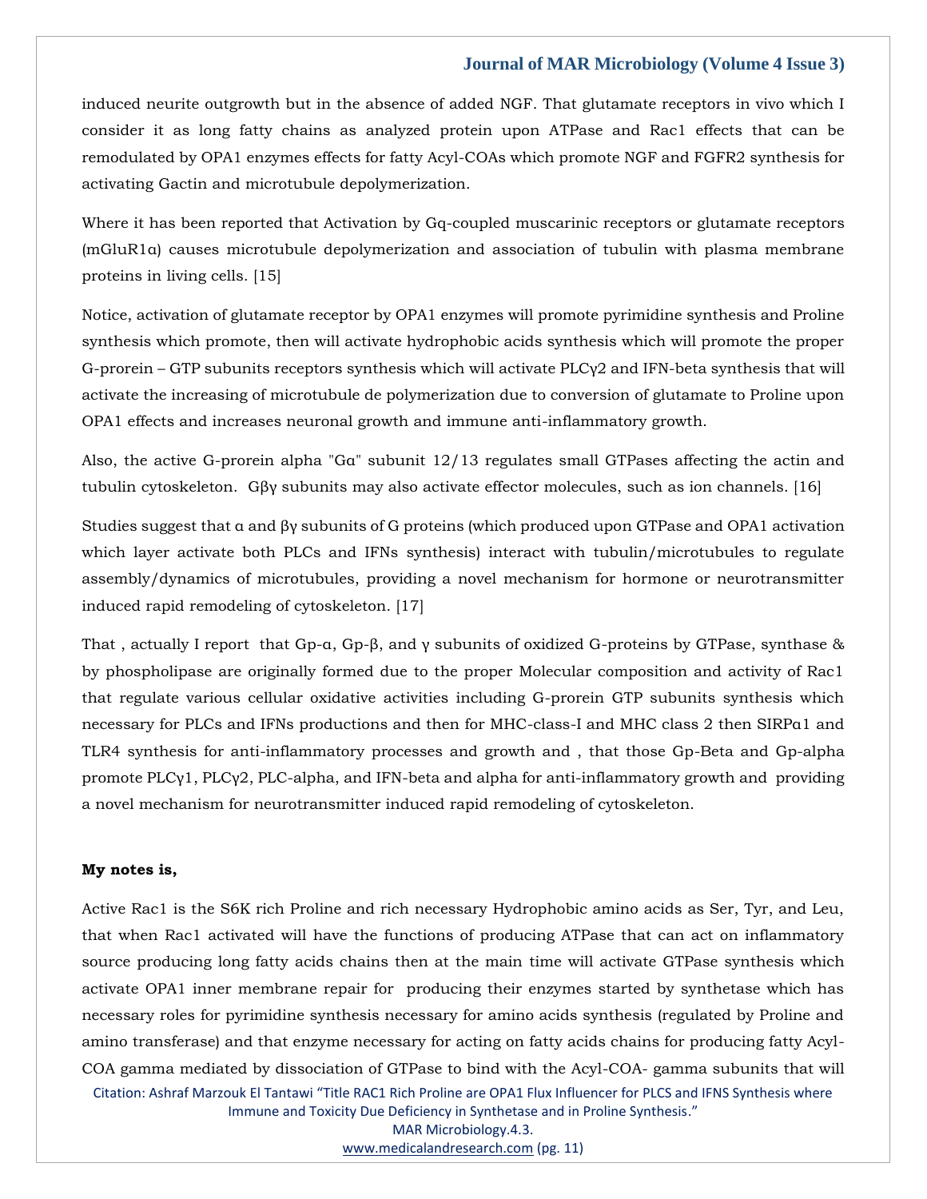induced neurite outgrowth but in the absence of added NGF. That glutamate receptors in vivo which I consider it as long fatty chains as analyzed protein upon ATPase and Rac1 effects that can be remodulated by OPA1 enzymes effects for fatty Acyl-COAs which promote NGF and FGFR2 synthesis for activating Gactin and microtubule depolymerization.

Where it has been reported that Activation by Gq-coupled muscarinic receptors or glutamate receptors (mGluR1α) causes microtubule depolymerization and association of tubulin with plasma membrane proteins in living cells. [15]

Notice, activation of glutamate receptor by OPA1 enzymes will promote pyrimidine synthesis and Proline synthesis which promote, then will activate hydrophobic acids synthesis which will promote the proper G-prorein – GTP subunits receptors synthesis which will activate PLCγ2 and IFN-beta synthesis that will activate the increasing of microtubule de polymerization due to conversion of glutamate to Proline upon OPA1 effects and increases neuronal growth and immune anti-inflammatory growth.

Also, the active G-prorein alpha "Gα" subunit 12/13 regulates small GTPases affecting the actin and tubulin cytoskeleton. Gβγ subunits may also activate effector molecules, such as ion channels. [16]

Studies suggest that α and βγ subunits of G proteins (which produced upon GTPase and OPA1 activation which layer activate both PLCs and IFNs synthesis) interact with tubulin/microtubules to regulate assembly/dynamics of microtubules, providing a novel mechanism for hormone or neurotransmitter induced rapid remodeling of cytoskeleton. [17]

That , actually I report that Gp-α, Gp-β, and γ subunits of oxidized G-proteins by GTPase, synthase & by phospholipase are originally formed due to the proper Molecular composition and activity of Rac1 that regulate various cellular oxidative activities including G-prorein GTP subunits synthesis which necessary for PLCs and IFNs productions and then for MHC-class-I and MHC class 2 then SIRPα1 and TLR4 synthesis for anti-inflammatory processes and growth and , that those Gp-Beta and Gp-alpha promote PLCγ1, PLCγ2, PLC-alpha, and IFN-beta and alpha for anti-inflammatory growth and providing a novel mechanism for neurotransmitter induced rapid remodeling of cytoskeleton.

**My notes is,**

Active Rac1 is the S6K rich Proline and rich necessary Hydrophobic amino acids as Ser, Tyr, and Leu, that when Rac1 activated will have the functions of producing ATPase that can act on inflammatory source producing long fatty acids chains then at the main time will activate GTPase synthesis which activate OPA1 inner membrane repair for producing their enzymes started by synthetase which has necessary roles for pyrimidine synthesis necessary for amino acids synthesis (regulated by Proline and amino transferase) and that enzyme necessary for acting on fatty acids chains for producing fatty Acyl-COA gamma mediated by dissociation of GTPase to bind with the Acyl-COA- gamma subunits that will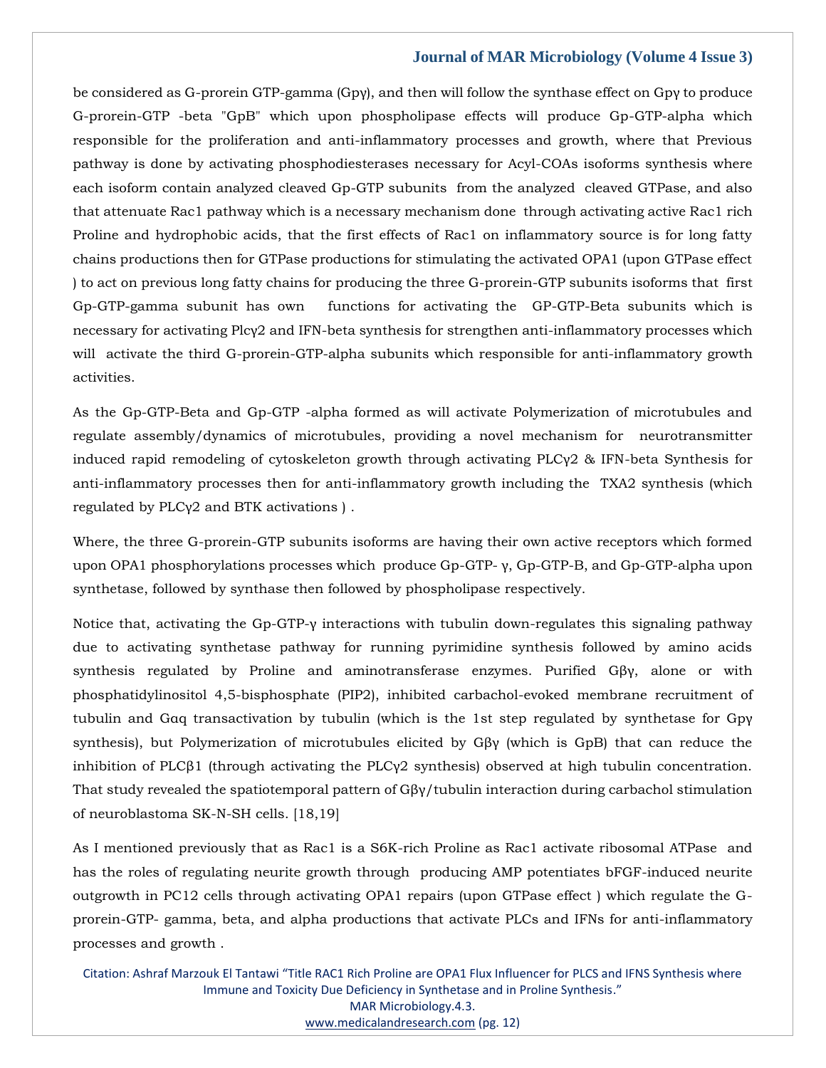be considered as G-prorein GTP-gamma (Gpγ), and then will follow the synthase effect on Gpγ to produce G-prorein-GTP -beta "GpB" which upon phospholipase effects will produce Gp-GTP-alpha which responsible for the proliferation and anti-inflammatory processes and growth, where that Previous pathway is done by activating phosphodiesterases necessary for Acyl-COAs isoforms synthesis where each isoform contain analyzed cleaved Gp-GTP subunits from the analyzed cleaved GTPase, and also that attenuate Rac1 pathway which is a necessary mechanism done through activating active Rac1 rich Proline and hydrophobic acids, that the first effects of Rac1 on inflammatory source is for long fatty chains productions then for GTPase productions for stimulating the activated OPA1 (upon GTPase effect ) to act on previous long fatty chains for producing the three G-prorein-GTP subunits isoforms that first Gp-GTP-gamma subunit has own functions for activating the GP-GTP-Beta subunits which is necessary for activating Plcγ2 and IFN-beta synthesis for strengthen anti-inflammatory processes which will activate the third G-prorein-GTP-alpha subunits which responsible for anti-inflammatory growth activities.

As the Gp-GTP-Beta and Gp-GTP -alpha formed as will activate Polymerization of microtubules and regulate assembly/dynamics of microtubules, providing a novel mechanism for neurotransmitter induced rapid remodeling of cytoskeleton growth through activating PLCγ2 & IFN-beta Synthesis for anti-inflammatory processes then for anti-inflammatory growth including the TXA2 synthesis (which regulated by PLCγ2 and BTK activations ) .

Where, the three G-prorein-GTP subunits isoforms are having their own active receptors which formed upon OPA1 phosphorylations processes which produce Gp-GTP- γ, Gp-GTP-B, and Gp-GTP-alpha upon synthetase, followed by synthase then followed by phospholipase respectively.

Notice that, activating the Gp-GTP-γ interactions with tubulin down-regulates this signaling pathway due to activating synthetase pathway for running pyrimidine synthesis followed by amino acids synthesis regulated by Proline and aminotransferase enzymes. Purified Gβγ, alone or with phosphatidylinositol 4,5-bisphosphate (PIP2), inhibited carbachol-evoked membrane recruitment of tubulin and Gαq transactivation by tubulin (which is the 1st step regulated by synthetase for Gpγ synthesis), but Polymerization of microtubules elicited by Gβγ (which is GpB) that can reduce the inhibition of PLCβ1 (through activating the PLCγ2 synthesis) observed at high tubulin concentration. That study revealed the spatiotemporal pattern of Gβγ/tubulin interaction during carbachol stimulation of neuroblastoma SK-N-SH cells. [18,19]

As I mentioned previously that as Rac1 is a S6K-rich Proline as Rac1 activate ribosomal ATPase and has the roles of regulating neurite growth through producing AMP potentiates bFGF-induced neurite outgrowth in PC12 cells through activating OPA1 repairs (upon GTPase effect ) which regulate the G-prorein-GTP- gamma, beta, and alpha productions that activate PLCs and IFNs for anti-inflammatory processes and growth .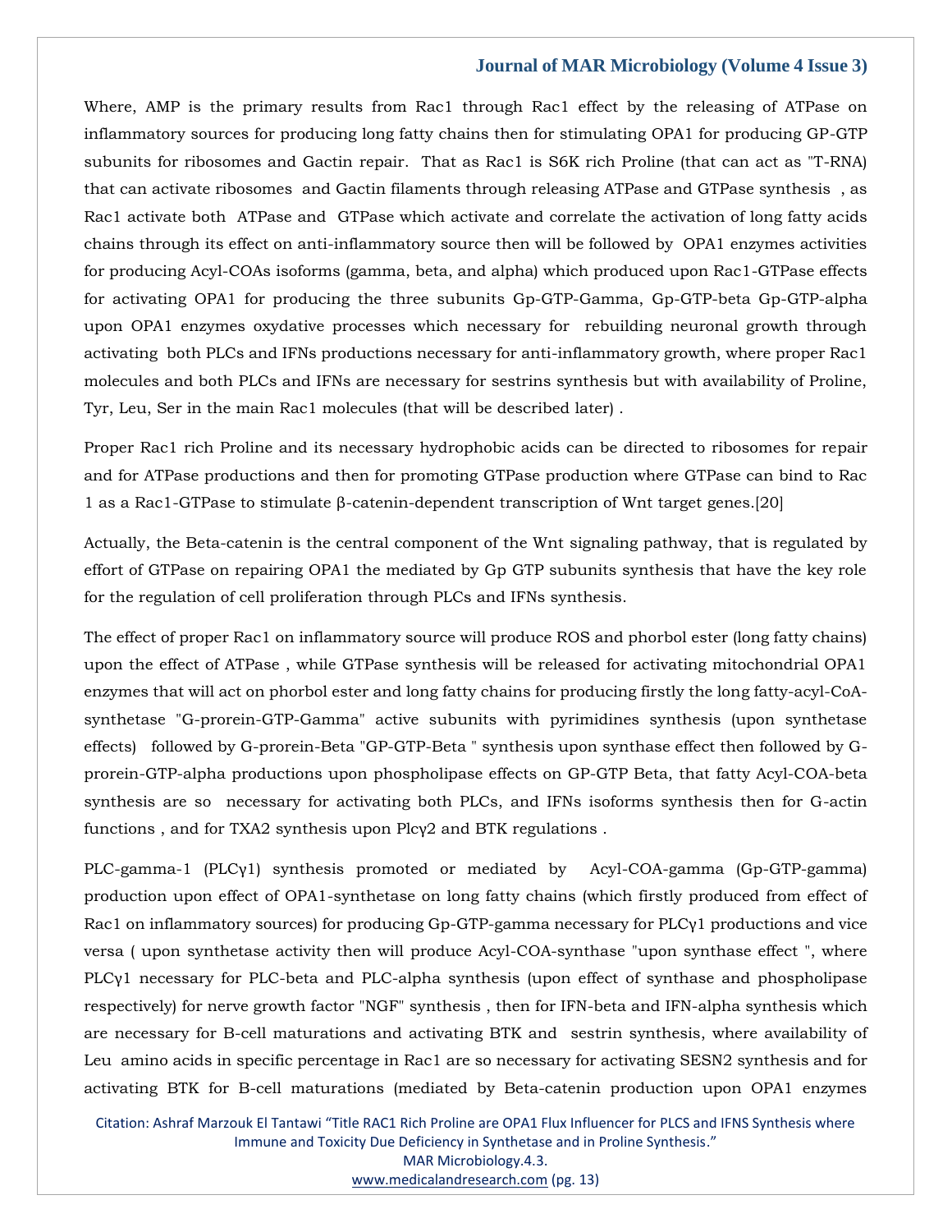Where, AMP is the primary results from Rac1 through Rac1 effect by the releasing of ATPase on inflammatory sources for producing long fatty chains then for stimulating OPA1 for producing GP-GTP subunits for ribosomes and Gactin repair. That as Rac1 is S6K rich Proline (that can act as "T-RNA) that can activate ribosomes and Gactin filaments through releasing ATPase and GTPase synthesis , as Rac1 activate both ATPase and GTPase which activate and correlate the activation of long fatty acids chains through its effect on anti-inflammatory source then will be followed by OPA1 enzymes activities for producing Acyl-COAs isoforms (gamma, beta, and alpha) which produced upon Rac1-GTPase effects for activating OPA1 for producing the three subunits Gp-GTP-Gamma, Gp-GTP-beta Gp-GTP-alpha upon OPA1 enzymes oxydative processes which necessary for rebuilding neuronal growth through activating both PLCs and IFNs productions necessary for anti-inflammatory growth, where proper Rac1 molecules and both PLCs and IFNs are necessary for sestrins synthesis but with availability of Proline, Tyr, Leu, Ser in the main Rac1 molecules (that will be described later) .

Proper Rac1 rich Proline and its necessary hydrophobic acids can be directed to ribosomes for repair and for ATPase productions and then for promoting GTPase production where GTPase can bind to Rac 1 as a Rac1-GTPase to stimulate β-catenin-dependent transcription of Wnt target genes.[20]

Actually, the Beta-catenin is the central component of the Wnt signaling pathway, that is regulated by effort of GTPase on repairing OPA1 the mediated by Gp GTP subunits synthesis that have the key role for the regulation of cell proliferation through PLCs and IFNs synthesis.

The effect of proper Rac1 on inflammatory source will produce ROS and phorbol ester (long fatty chains) upon the effect of ATPase , while GTPase synthesis will be released for activating mitochondrial OPA1 enzymes that will act on phorbol ester and long fatty chains for producing firstly the long fatty-acyl-CoA-synthetase "G-prorein-GTP-Gamma" active subunits with pyrimidines synthesis (upon synthetase effects) followed by G-prorein-Beta "GP-GTP-Beta " synthesis upon synthase effect then followed by G-prorein-GTP-alpha productions upon phospholipase effects on GP-GTP Beta, that fatty Acyl-COA-beta synthesis are so necessary for activating both PLCs, and IFNs isoforms synthesis then for G-actin functions , and for TXA2 synthesis upon Plcγ2 and BTK regulations .

PLC-gamma-1 (PLCγ1) synthesis promoted or mediated by Acyl-COA-gamma (Gp-GTP-gamma) production upon effect of OPA1-synthetase on long fatty chains (which firstly produced from effect of Rac1 on inflammatory sources) for producing Gp-GTP-gamma necessary for PLCγ1 productions and vice versa ( upon synthetase activity then will produce Acyl-COA-synthase "upon synthase effect ", where PLCγ1 necessary for PLC-beta and PLC-alpha synthesis (upon effect of synthase and phospholipase respectively) for nerve growth factor "NGF" synthesis , then for IFN-beta and IFN-alpha synthesis which are necessary for B-cell maturations and activating BTK and sestrin synthesis, where availability of Leu amino acids in specific percentage in Rac1 are so necessary for activating SESN2 synthesis and for activating BTK for B-cell maturations (mediated by Beta-catenin production upon OPA1 enzymes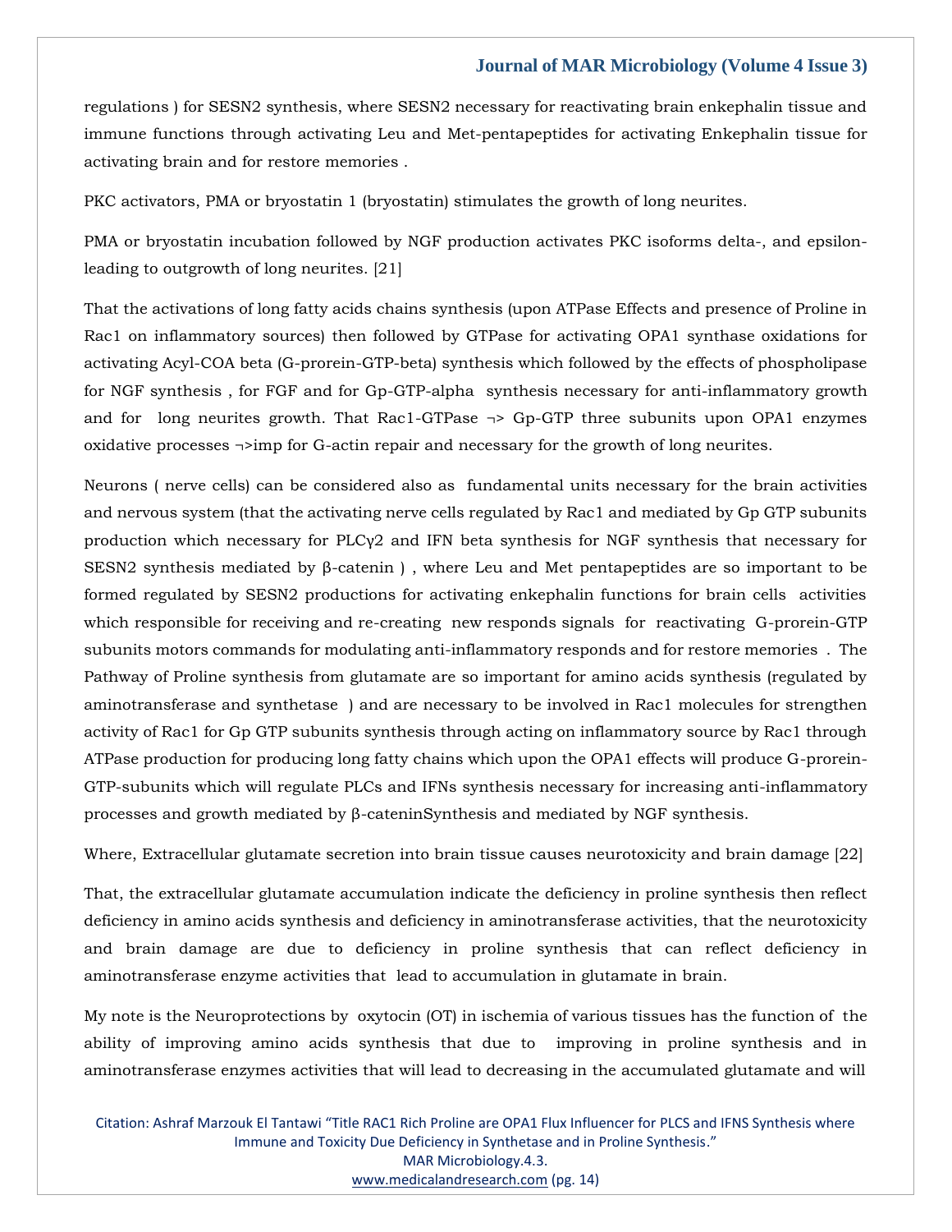regulations ) for SESN2 synthesis, where SESN2 necessary for reactivating brain enkephalin tissue and immune functions through activating Leu and Met-pentapeptides for activating Enkephalin tissue for activating brain and for restore memories .

PKC activators, PMA or bryostatin 1 (bryostatin) stimulates the growth of long neurites.

PMA or bryostatin incubation followed by NGF production activates PKC isoforms delta-, and epsilon-leading to outgrowth of long neurites. [21]

That the activations of long fatty acids chains synthesis (upon ATPase Effects and presence of Proline in Rac1 on inflammatory sources) then followed by GTPase for activating OPA1 synthase oxidations for activating Acyl-COA beta (G-prorein-GTP-beta) synthesis which followed by the effects of phospholipase for NGF synthesis , for FGF and for Gp-GTP-alpha synthesis necessary for anti-inflammatory growth and for long neurites growth. That Rac1-GTPase ¬> Gp-GTP three subunits upon OPA1 enzymes oxidative processes ¬>imp for G-actin repair and necessary for the growth of long neurites.

Neurons ( nerve cells) can be considered also as fundamental units necessary for the brain activities and nervous system (that the activating nerve cells regulated by Rac1 and mediated by Gp GTP subunits production which necessary for PLCγ2 and IFN beta synthesis for NGF synthesis that necessary for SESN2 synthesis mediated by β-catenin ) , where Leu and Met pentapeptides are so important to be formed regulated by SESN2 productions for activating enkephalin functions for brain cells activities which responsible for receiving and re-creating new responds signals for reactivating G-prorein-GTP subunits motors commands for modulating anti-inflammatory responds and for restore memories . The Pathway of Proline synthesis from glutamate are so important for amino acids synthesis (regulated by aminotransferase and synthetase ) and are necessary to be involved in Rac1 molecules for strengthen activity of Rac1 for Gp GTP subunits synthesis through acting on inflammatory source by Rac1 through ATPase production for producing long fatty chains which upon the OPA1 effects will produce G-prorein-GTP-subunits which will regulate PLCs and IFNs synthesis necessary for increasing anti-inflammatory processes and growth mediated by β-cateninSynthesis and mediated by NGF synthesis.

Where, Extracellular glutamate secretion into brain tissue causes neurotoxicity and brain damage [22]

That, the extracellular glutamate accumulation indicate the deficiency in proline synthesis then reflect deficiency in amino acids synthesis and deficiency in aminotransferase activities, that the neurotoxicity and brain damage are due to deficiency in proline synthesis that can reflect deficiency in aminotransferase enzyme activities that lead to accumulation in glutamate in brain.

My note is the Neuroprotections by oxytocin (OT) in ischemia of various tissues has the function of the ability of improving amino acids synthesis that due to improving in proline synthesis and in aminotransferase enzymes activities that will lead to decreasing in the accumulated glutamate and will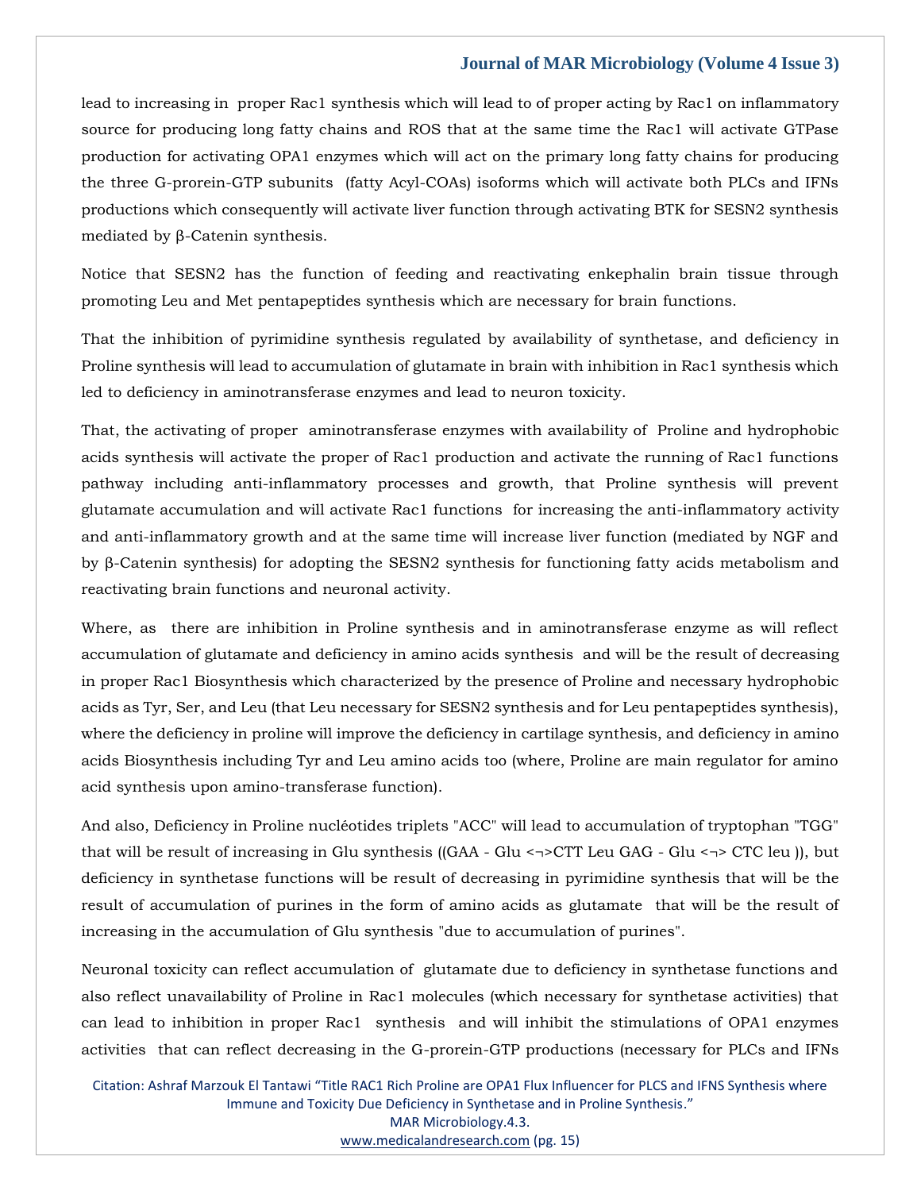lead to increasing in proper Rac1 synthesis which will lead to of proper acting by Rac1 on inflammatory source for producing long fatty chains and ROS that at the same time the Rac1 will activate GTPase production for activating OPA1 enzymes which will act on the primary long fatty chains for producing the three G-prorein-GTP subunits (fatty Acyl-COAs) isoforms which will activate both PLCs and IFNs productions which consequently will activate liver function through activating BTK for SESN2 synthesis mediated by β-Catenin synthesis.

Notice that SESN2 has the function of feeding and reactivating enkephalin brain tissue through promoting Leu and Met pentapeptides synthesis which are necessary for brain functions.

That the inhibition of pyrimidine synthesis regulated by availability of synthetase, and deficiency in Proline synthesis will lead to accumulation of glutamate in brain with inhibition in Rac1 synthesis which led to deficiency in aminotransferase enzymes and lead to neuron toxicity.

That, the activating of proper aminotransferase enzymes with availability of Proline and hydrophobic acids synthesis will activate the proper of Rac1 production and activate the running of Rac1 functions pathway including anti-inflammatory processes and growth, that Proline synthesis will prevent glutamate accumulation and will activate Rac1 functions for increasing the anti-inflammatory activity and anti-inflammatory growth and at the same time will increase liver function (mediated by NGF and by β-Catenin synthesis) for adopting the SESN2 synthesis for functioning fatty acids metabolism and reactivating brain functions and neuronal activity.

Where, as there are inhibition in Proline synthesis and in aminotransferase enzyme as will reflect accumulation of glutamate and deficiency in amino acids synthesis and will be the result of decreasing in proper Rac1 Biosynthesis which characterized by the presence of Proline and necessary hydrophobic acids as Tyr, Ser, and Leu (that Leu necessary for SESN2 synthesis and for Leu pentapeptides synthesis), where the deficiency in proline will improve the deficiency in cartilage synthesis, and deficiency in amino acids Biosynthesis including Tyr and Leu amino acids too (where, Proline are main regulator for amino acid synthesis upon amino-transferase function).

And also, Deficiency in Proline nucléotides triplets "ACC" will lead to accumulation of tryptophan "TGG" that will be result of increasing in Glu synthesis ((GAA - Glu <¬>CTT Leu GAG - Glu <¬> CTC leu )), but deficiency in synthetase functions will be result of decreasing in pyrimidine synthesis that will be the result of accumulation of purines in the form of amino acids as glutamate that will be the result of increasing in the accumulation of Glu synthesis "due to accumulation of purines".

Neuronal toxicity can reflect accumulation of glutamate due to deficiency in synthetase functions and also reflect unavailability of Proline in Rac1 molecules (which necessary for synthetase activities) that can lead to inhibition in proper Rac1 synthesis and will inhibit the stimulations of OPA1 enzymes activities that can reflect decreasing in the G-prorein-GTP productions (necessary for PLCs and IFNs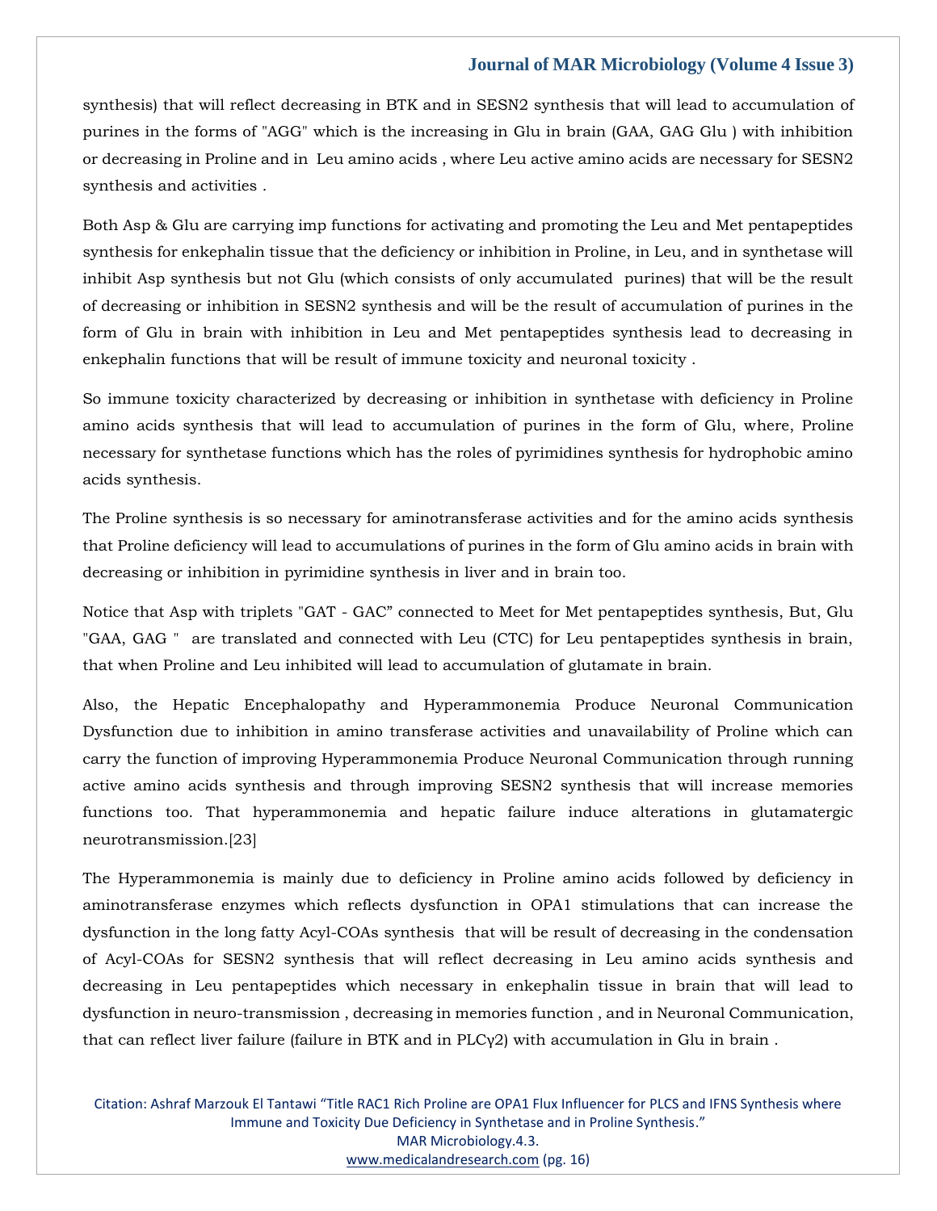synthesis) that will reflect decreasing in BTK and in SESN2 synthesis that will lead to accumulation of purines in the forms of "AGG" which is the increasing in Glu in brain (GAA, GAG Glu ) with inhibition or decreasing in Proline and in Leu amino acids , where Leu active amino acids are necessary for SESN2 synthesis and activities .

Both Asp & Glu are carrying imp functions for activating and promoting the Leu and Met pentapeptides synthesis for enkephalin tissue that the deficiency or inhibition in Proline, in Leu, and in synthetase will inhibit Asp synthesis but not Glu (which consists of only accumulated purines) that will be the result of decreasing or inhibition in SESN2 synthesis and will be the result of accumulation of purines in the form of Glu in brain with inhibition in Leu and Met pentapeptides synthesis lead to decreasing in enkephalin functions that will be result of immune toxicity and neuronal toxicity .

So immune toxicity characterized by decreasing or inhibition in synthetase with deficiency in Proline amino acids synthesis that will lead to accumulation of purines in the form of Glu, where, Proline necessary for synthetase functions which has the roles of pyrimidines synthesis for hydrophobic amino acids synthesis.

The Proline synthesis is so necessary for aminotransferase activities and for the amino acids synthesis that Proline deficiency will lead to accumulations of purines in the form of Glu amino acids in brain with decreasing or inhibition in pyrimidine synthesis in liver and in brain too.

Notice that Asp with triplets "GAT - GAC" connected to Meet for Met pentapeptides synthesis, But, Glu "GAA, GAG " are translated and connected with Leu (CTC) for Leu pentapeptides synthesis in brain, that when Proline and Leu inhibited will lead to accumulation of glutamate in brain.

Also, the Hepatic Encephalopathy and Hyperammonemia Produce Neuronal Communication Dysfunction due to inhibition in amino transferase activities and unavailability of Proline which can carry the function of improving Hyperammonemia Produce Neuronal Communication through running active amino acids synthesis and through improving SESN2 synthesis that will increase memories functions too. That hyperammonemia and hepatic failure induce alterations in glutamatergic neurotransmission.[23]

The Hyperammonemia is mainly due to deficiency in Proline amino acids followed by deficiency in aminotransferase enzymes which reflects dysfunction in OPA1 stimulations that can increase the dysfunction in the long fatty Acyl-COAs synthesis that will be result of decreasing in the condensation of Acyl-COAs for SESN2 synthesis that will reflect decreasing in Leu amino acids synthesis and decreasing in Leu pentapeptides which necessary in enkephalin tissue in brain that will lead to dysfunction in neuro-transmission , decreasing in memories function , and in Neuronal Communication, that can reflect liver failure (failure in BTK and in PLCγ2) with accumulation in Glu in brain .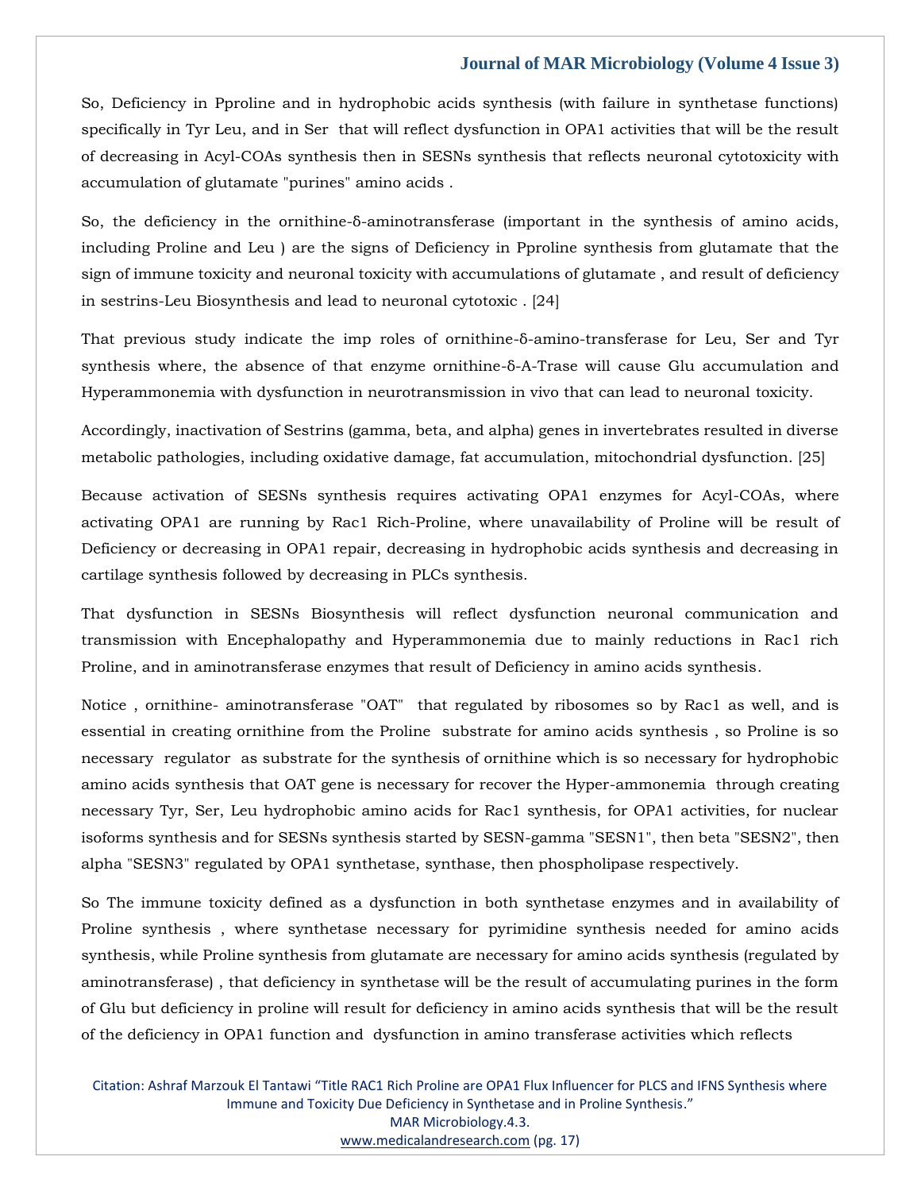So, Deficiency in Pproline and in hydrophobic acids synthesis (with failure in synthetase functions) specifically in Tyr Leu, and in Ser that will reflect dysfunction in OPA1 activities that will be the result of decreasing in Acyl-COAs synthesis then in SESNs synthesis that reflects neuronal cytotoxicity with accumulation of glutamate "purines" amino acids .

So, the deficiency in the ornithine-δ-aminotransferase (important in the synthesis of amino acids, including Proline and Leu ) are the signs of Deficiency in Pproline synthesis from glutamate that the sign of immune toxicity and neuronal toxicity with accumulations of glutamate , and result of deficiency in sestrins-Leu Biosynthesis and lead to neuronal cytotoxic . [24]

That previous study indicate the imp roles of ornithine-δ-amino-transferase for Leu, Ser and Tyr synthesis where, the absence of that enzyme ornithine-δ-A-Trase will cause Glu accumulation and Hyperammonemia with dysfunction in neurotransmission in vivo that can lead to neuronal toxicity.

Accordingly, inactivation of Sestrins (gamma, beta, and alpha) genes in invertebrates resulted in diverse metabolic pathologies, including oxidative damage, fat accumulation, mitochondrial dysfunction. [25]

Because activation of SESNs synthesis requires activating OPA1 enzymes for Acyl-COAs, where activating OPA1 are running by Rac1 Rich-Proline, where unavailability of Proline will be result of Deficiency or decreasing in OPA1 repair, decreasing in hydrophobic acids synthesis and decreasing in cartilage synthesis followed by decreasing in PLCs synthesis.

That dysfunction in SESNs Biosynthesis will reflect dysfunction neuronal communication and transmission with Encephalopathy and Hyperammonemia due to mainly reductions in Rac1 rich Proline, and in aminotransferase enzymes that result of Deficiency in amino acids synthesis.

Notice , ornithine- aminotransferase "OAT" that regulated by ribosomes so by Rac1 as well, and is essential in creating ornithine from the Proline substrate for amino acids synthesis , so Proline is so necessary regulator as substrate for the synthesis of ornithine which is so necessary for hydrophobic amino acids synthesis that OAT gene is necessary for recover the Hyper-ammonemia through creating necessary Tyr, Ser, Leu hydrophobic amino acids for Rac1 synthesis, for OPA1 activities, for nuclear isoforms synthesis and for SESNs synthesis started by SESN-gamma "SESN1", then beta "SESN2", then alpha "SESN3" regulated by OPA1 synthetase, synthase, then phospholipase respectively.

So The immune toxicity defined as a dysfunction in both synthetase enzymes and in availability of Proline synthesis , where synthetase necessary for pyrimidine synthesis needed for amino acids synthesis, while Proline synthesis from glutamate are necessary for amino acids synthesis (regulated by aminotransferase) , that deficiency in synthetase will be the result of accumulating purines in the form of Glu but deficiency in proline will result for deficiency in amino acids synthesis that will be the result of the deficiency in OPA1 function and dysfunction in amino transferase activities which reflects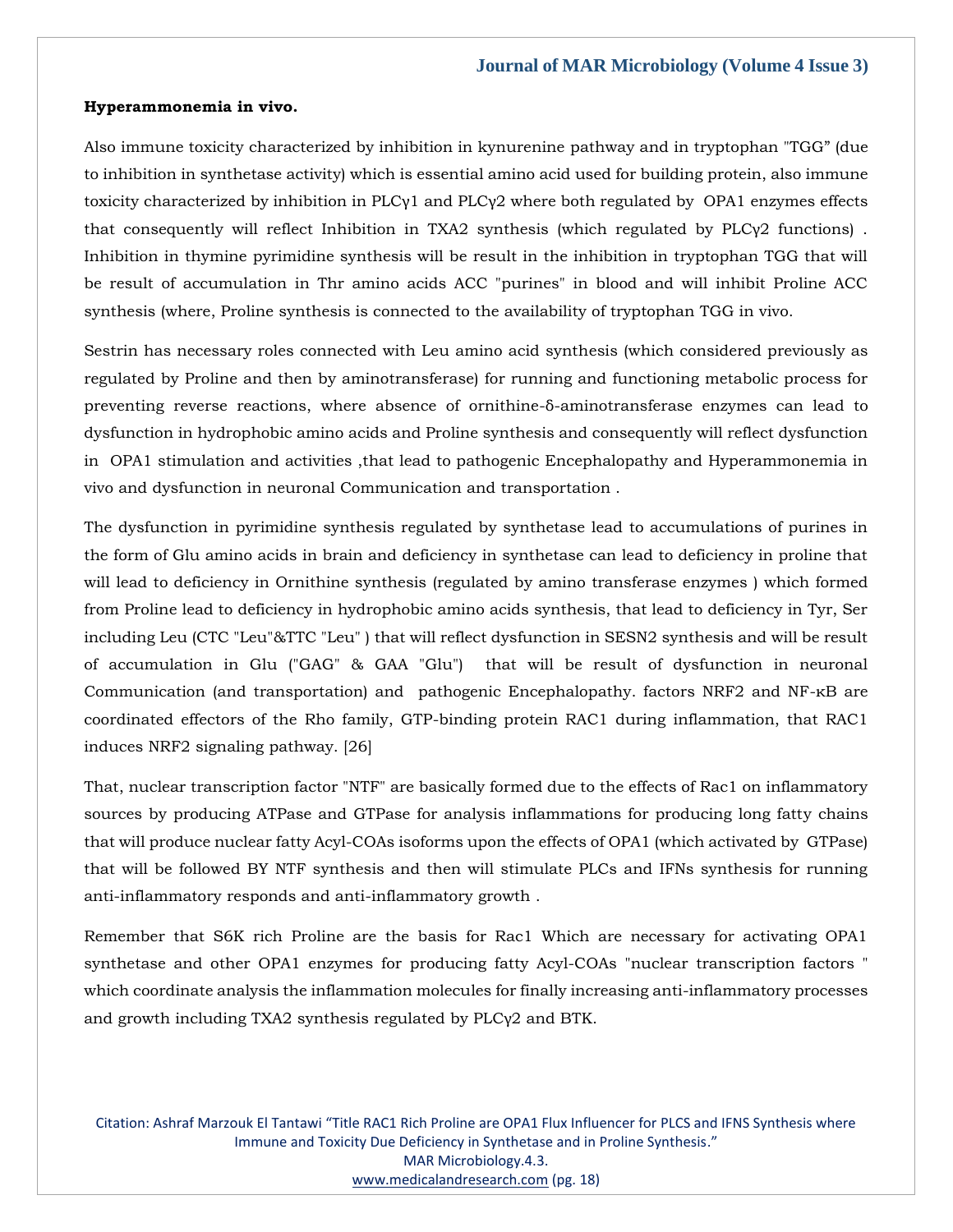**Hyperammonemia in vivo.**

Also immune toxicity characterized by inhibition in kynurenine pathway and in tryptophan "TGG" (due to inhibition in synthetase activity) which is essential amino acid used for building protein, also immune toxicity characterized by inhibition in PLCγ1 and PLCγ2 where both regulated by OPA1 enzymes effects that consequently will reflect Inhibition in TXA2 synthesis (which regulated by PLCγ2 functions) . Inhibition in thymine pyrimidine synthesis will be result in the inhibition in tryptophan TGG that will be result of accumulation in Thr amino acids ACC "purines" in blood and will inhibit Proline ACC synthesis (where, Proline synthesis is connected to the availability of tryptophan TGG in vivo.

Sestrin has necessary roles connected with Leu amino acid synthesis (which considered previously as regulated by Proline and then by aminotransferase) for running and functioning metabolic process for preventing reverse reactions, where absence of ornithine-δ-aminotransferase enzymes can lead to dysfunction in hydrophobic amino acids and Proline synthesis and consequently will reflect dysfunction in OPA1 stimulation and activities ,that lead to pathogenic Encephalopathy and Hyperammonemia in vivo and dysfunction in neuronal Communication and transportation .

The dysfunction in pyrimidine synthesis regulated by synthetase lead to accumulations of purines in the form of Glu amino acids in brain and deficiency in synthetase can lead to deficiency in proline that will lead to deficiency in Ornithine synthesis (regulated by amino transferase enzymes ) which formed from Proline lead to deficiency in hydrophobic amino acids synthesis, that lead to deficiency in Tyr, Ser including Leu (CTC "Leu"&TTC "Leu" ) that will reflect dysfunction in SESN2 synthesis and will be result of accumulation in Glu ("GAG" & GAA "Glu") that will be result of dysfunction in neuronal Communication (and transportation) and pathogenic Encephalopathy. factors NRF2 and NF-κB are coordinated effectors of the Rho family, GTP-binding protein RAC1 during inflammation, that RAC1 induces NRF2 signaling pathway. [26]

That, nuclear transcription factor "NTF" are basically formed due to the effects of Rac1 on inflammatory sources by producing ATPase and GTPase for analysis inflammations for producing long fatty chains that will produce nuclear fatty Acyl-COAs isoforms upon the effects of OPA1 (which activated by GTPase) that will be followed BY NTF synthesis and then will stimulate PLCs and IFNs synthesis for running anti-inflammatory responds and anti-inflammatory growth .

Remember that S6K rich Proline are the basis for Rac1 Which are necessary for activating OPA1 synthetase and other OPA1 enzymes for producing fatty Acyl-COAs "nuclear transcription factors " which coordinate analysis the inflammation molecules for finally increasing anti-inflammatory processes and growth including TXA2 synthesis regulated by PLCγ2 and BTK.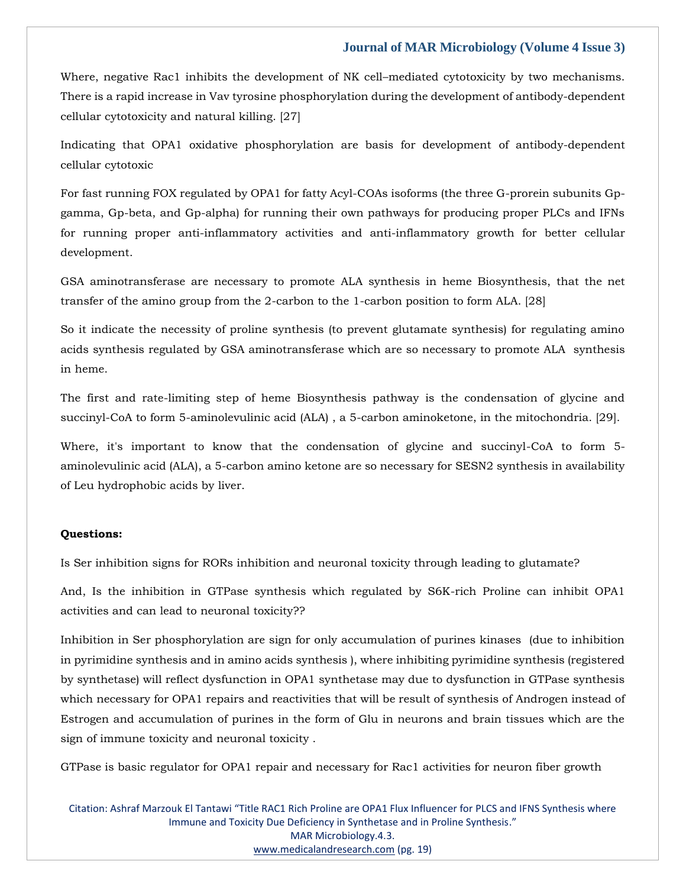Where, negative Rac1 inhibits the development of NK cell–mediated cytotoxicity by two mechanisms. There is a rapid increase in Vav tyrosine phosphorylation during the development of antibody-dependent cellular cytotoxicity and natural killing. [27]

Indicating that OPA1 oxidative phosphorylation are basis for development of antibody-dependent cellular cytotoxic

For fast running FOX regulated by OPA1 for fatty Acyl-COAs isoforms (the three G-prorein subunits Gp-gamma, Gp-beta, and Gp-alpha) for running their own pathways for producing proper PLCs and IFNs for running proper anti-inflammatory activities and anti-inflammatory growth for better cellular development.

GSA aminotransferase are necessary to promote ALA synthesis in heme Biosynthesis, that the net transfer of the amino group from the 2-carbon to the 1-carbon position to form ALA. [28]

So it indicate the necessity of proline synthesis (to prevent glutamate synthesis) for regulating amino acids synthesis regulated by GSA aminotransferase which are so necessary to promote ALA synthesis in heme.

The first and rate-limiting step of heme Biosynthesis pathway is the condensation of glycine and succinyl-CoA to form 5-aminolevulinic acid (ALA) , a 5-carbon aminoketone, in the mitochondria. [29].

Where, it's important to know that the condensation of glycine and succinyl-CoA to form 5-aminolevulinic acid (ALA), a 5-carbon amino ketone are so necessary for SESN2 synthesis in availability of Leu hydrophobic acids by liver.

**Questions:**

Is Ser inhibition signs for RORs inhibition and neuronal toxicity through leading to glutamate?

And, Is the inhibition in GTPase synthesis which regulated by S6K-rich Proline can inhibit OPA1 activities and can lead to neuronal toxicity??

Inhibition in Ser phosphorylation are sign for only accumulation of purines kinases (due to inhibition in pyrimidine synthesis and in amino acids synthesis ), where inhibiting pyrimidine synthesis (registered by synthetase) will reflect dysfunction in OPA1 synthetase may due to dysfunction in GTPase synthesis which necessary for OPA1 repairs and reactivities that will be result of synthesis of Androgen instead of Estrogen and accumulation of purines in the form of Glu in neurons and brain tissues which are the sign of immune toxicity and neuronal toxicity .

GTPase is basic regulator for OPA1 repair and necessary for Rac1 activities for neuron fiber growth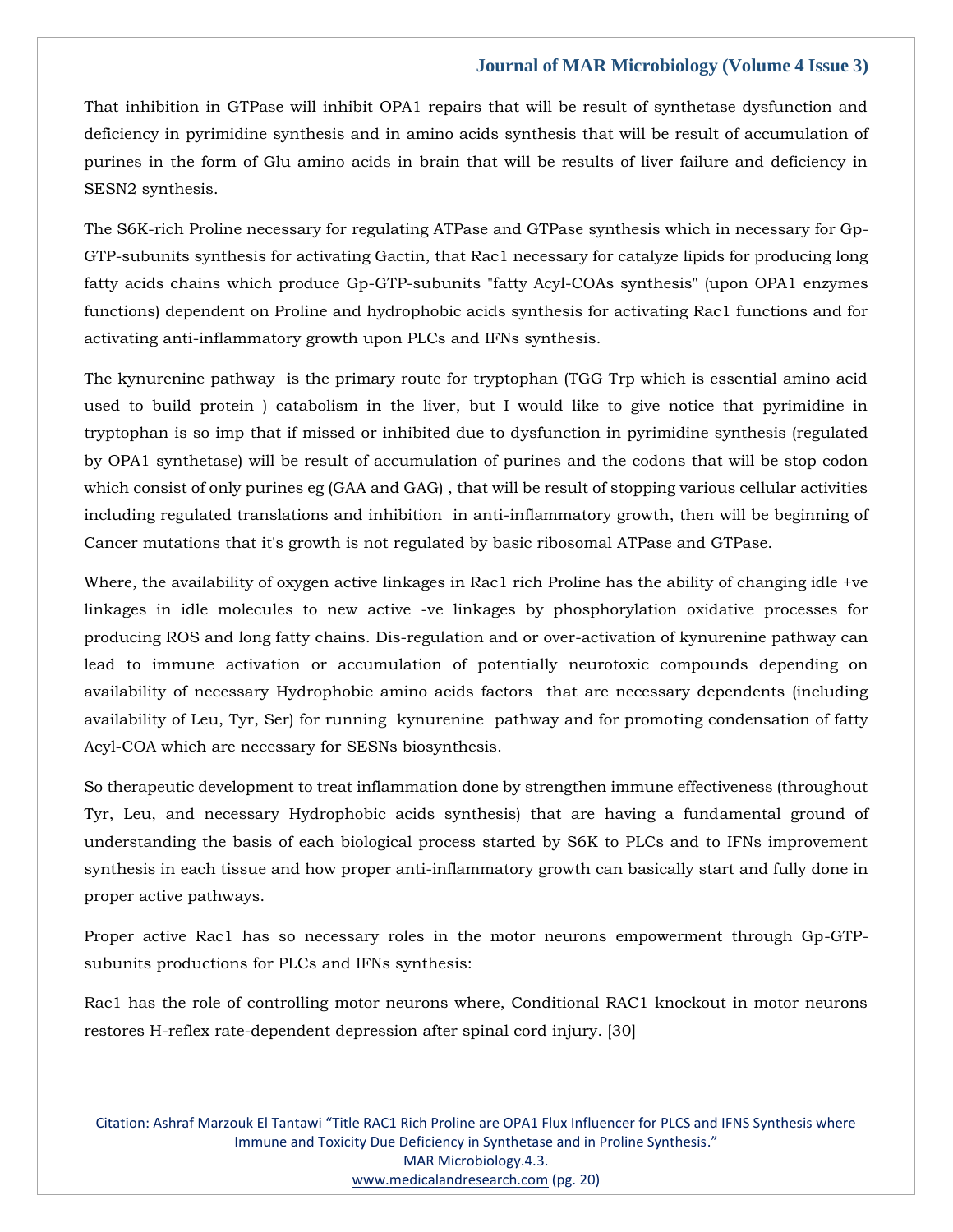That inhibition in GTPase will inhibit OPA1 repairs that will be result of synthetase dysfunction and deficiency in pyrimidine synthesis and in amino acids synthesis that will be result of accumulation of purines in the form of Glu amino acids in brain that will be results of liver failure and deficiency in SESN2 synthesis.

The S6K-rich Proline necessary for regulating ATPase and GTPase synthesis which in necessary for Gp-GTP-subunits synthesis for activating Gactin, that Rac1 necessary for catalyze lipids for producing long fatty acids chains which produce Gp-GTP-subunits "fatty Acyl-COAs synthesis" (upon OPA1 enzymes functions) dependent on Proline and hydrophobic acids synthesis for activating Rac1 functions and for activating anti-inflammatory growth upon PLCs and IFNs synthesis.

The kynurenine pathway is the primary route for tryptophan (TGG Trp which is essential amino acid used to build protein ) catabolism in the liver, but I would like to give notice that pyrimidine in tryptophan is so imp that if missed or inhibited due to dysfunction in pyrimidine synthesis (regulated by OPA1 synthetase) will be result of accumulation of purines and the codons that will be stop codon which consist of only purines eg (GAA and GAG) , that will be result of stopping various cellular activities including regulated translations and inhibition in anti-inflammatory growth, then will be beginning of Cancer mutations that it's growth is not regulated by basic ribosomal ATPase and GTPase.

Where, the availability of oxygen active linkages in Rac1 rich Proline has the ability of changing idle +ve linkages in idle molecules to new active -ve linkages by phosphorylation oxidative processes for producing ROS and long fatty chains. Dis-regulation and or over-activation of kynurenine pathway can lead to immune activation or accumulation of potentially neurotoxic compounds depending on availability of necessary Hydrophobic amino acids factors that are necessary dependents (including availability of Leu, Tyr, Ser) for running kynurenine pathway and for promoting condensation of fatty Acyl-COA which are necessary for SESNs biosynthesis.

So therapeutic development to treat inflammation done by strengthen immune effectiveness (throughout Tyr, Leu, and necessary Hydrophobic acids synthesis) that are having a fundamental ground of understanding the basis of each biological process started by S6K to PLCs and to IFNs improvement synthesis in each tissue and how proper anti-inflammatory growth can basically start and fully done in proper active pathways.

Proper active Rac1 has so necessary roles in the motor neurons empowerment through Gp-GTP-subunits productions for PLCs and IFNs synthesis:

Rac1 has the role of controlling motor neurons where, Conditional RAC1 knockout in motor neurons restores H-reflex rate-dependent depression after spinal cord injury. [30]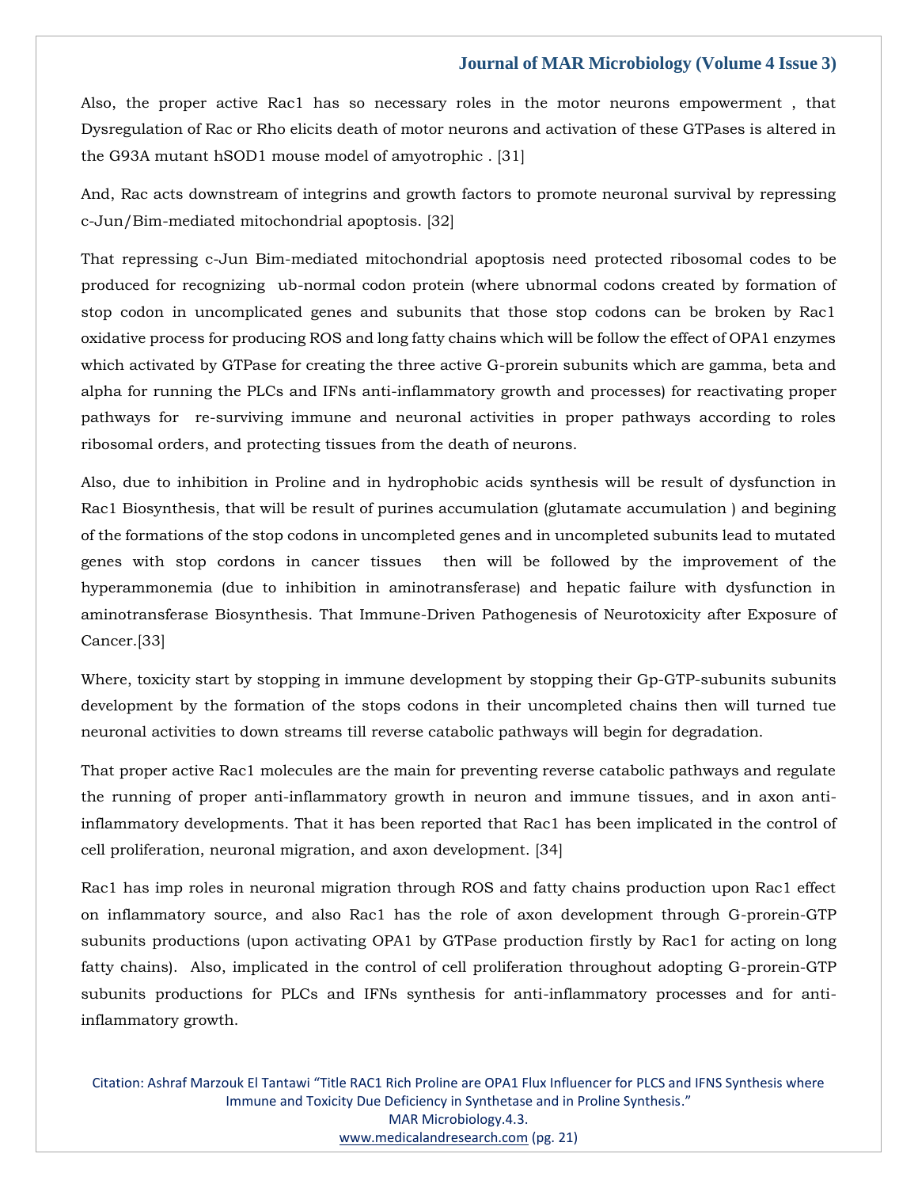Also, the proper active Rac1 has so necessary roles in the motor neurons empowerment , that Dysregulation of Rac or Rho elicits death of motor neurons and activation of these GTPases is altered in the G93A mutant hSOD1 mouse model of amyotrophic . [31]

And, Rac acts downstream of integrins and growth factors to promote neuronal survival by repressing c-Jun/Bim-mediated mitochondrial apoptosis. [32]

That repressing c-Jun Bim-mediated mitochondrial apoptosis need protected ribosomal codes to be produced for recognizing ub-normal codon protein (where ubnormal codons created by formation of stop codon in uncomplicated genes and subunits that those stop codons can be broken by Rac1 oxidative process for producing ROS and long fatty chains which will be follow the effect of OPA1 enzymes which activated by GTPase for creating the three active G-prorein subunits which are gamma, beta and alpha for running the PLCs and IFNs anti-inflammatory growth and processes) for reactivating proper pathways for re-surviving immune and neuronal activities in proper pathways according to roles ribosomal orders, and protecting tissues from the death of neurons.

Also, due to inhibition in Proline and in hydrophobic acids synthesis will be result of dysfunction in Rac1 Biosynthesis, that will be result of purines accumulation (glutamate accumulation ) and begining of the formations of the stop codons in uncompleted genes and in uncompleted subunits lead to mutated genes with stop cordons in cancer tissues then will be followed by the improvement of the hyperammonemia (due to inhibition in aminotransferase) and hepatic failure with dysfunction in aminotransferase Biosynthesis. That Immune-Driven Pathogenesis of Neurotoxicity after Exposure of Cancer.[33]

Where, toxicity start by stopping in immune development by stopping their Gp-GTP-subunits subunits development by the formation of the stops codons in their uncompleted chains then will turned tue neuronal activities to down streams till reverse catabolic pathways will begin for degradation.

That proper active Rac1 molecules are the main for preventing reverse catabolic pathways and regulate the running of proper anti-inflammatory growth in neuron and immune tissues, and in axon anti-inflammatory developments. That it has been reported that Rac1 has been implicated in the control of cell proliferation, neuronal migration, and axon development. [34]

Rac1 has imp roles in neuronal migration through ROS and fatty chains production upon Rac1 effect on inflammatory source, and also Rac1 has the role of axon development through G-prorein-GTP subunits productions (upon activating OPA1 by GTPase production firstly by Rac1 for acting on long fatty chains). Also, implicated in the control of cell proliferation throughout adopting G-prorein-GTP subunits productions for PLCs and IFNs synthesis for anti-inflammatory processes and for anti-inflammatory growth.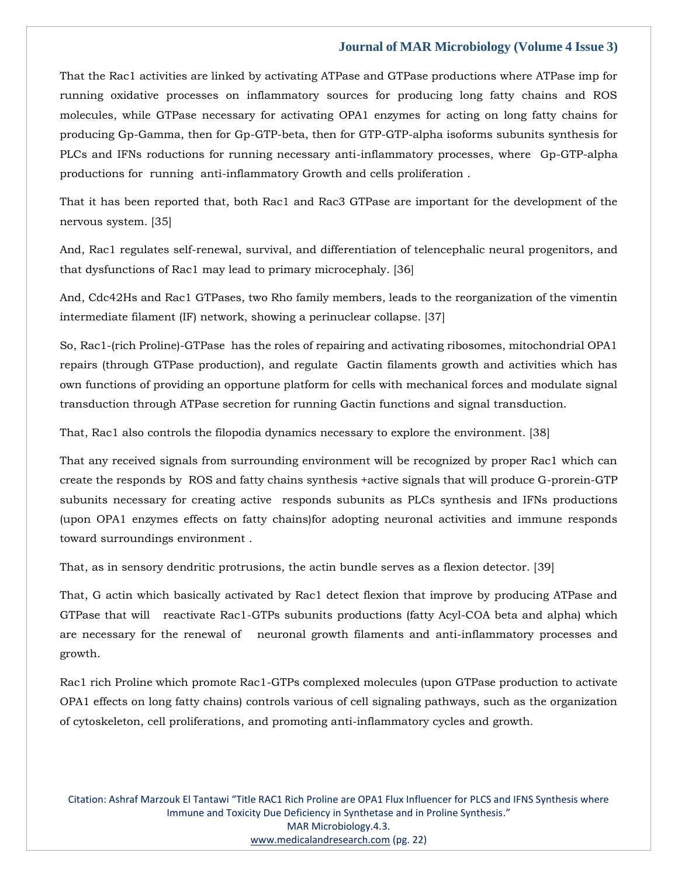That the Rac1 activities are linked by activating ATPase and GTPase productions where ATPase imp for running oxidative processes on inflammatory sources for producing long fatty chains and ROS molecules, while GTPase necessary for activating OPA1 enzymes for acting on long fatty chains for producing Gp-Gamma, then for Gp-GTP-beta, then for GTP-GTP-alpha isoforms subunits synthesis for PLCs and IFNs roductions for running necessary anti-inflammatory processes, where Gp-GTP-alpha productions for running anti-inflammatory Growth and cells proliferation .

That it has been reported that, both Rac1 and Rac3 GTPase are important for the development of the nervous system. [35]

And, Rac1 regulates self-renewal, survival, and differentiation of telencephalic neural progenitors, and that dysfunctions of Rac1 may lead to primary microcephaly. [36]

And, Cdc42Hs and Rac1 GTPases, two Rho family members, leads to the reorganization of the vimentin intermediate filament (IF) network, showing a perinuclear collapse. [37]

So, Rac1-(rich Proline)-GTPase has the roles of repairing and activating ribosomes, mitochondrial OPA1 repairs (through GTPase production), and regulate Gactin filaments growth and activities which has own functions of providing an opportune platform for cells with mechanical forces and modulate signal transduction through ATPase secretion for running Gactin functions and signal transduction.

That, Rac1 also controls the filopodia dynamics necessary to explore the environment. [38]

That any received signals from surrounding environment will be recognized by proper Rac1 which can create the responds by ROS and fatty chains synthesis +active signals that will produce G-prorein-GTP subunits necessary for creating active responds subunits as PLCs synthesis and IFNs productions (upon OPA1 enzymes effects on fatty chains)for adopting neuronal activities and immune responds toward surroundings environment .

That, as in sensory dendritic protrusions, the actin bundle serves as a flexion detector. [39]

That, G actin which basically activated by Rac1 detect flexion that improve by producing ATPase and GTPase that will reactivate Rac1-GTPs subunits productions (fatty Acyl-COA beta and alpha) which are necessary for the renewal of neuronal growth filaments and anti-inflammatory processes and growth.

Rac1 rich Proline which promote Rac1-GTPs complexed molecules (upon GTPase production to activate OPA1 effects on long fatty chains) controls various of cell signaling pathways, such as the organization of cytoskeleton, cell proliferations, and promoting anti-inflammatory cycles and growth.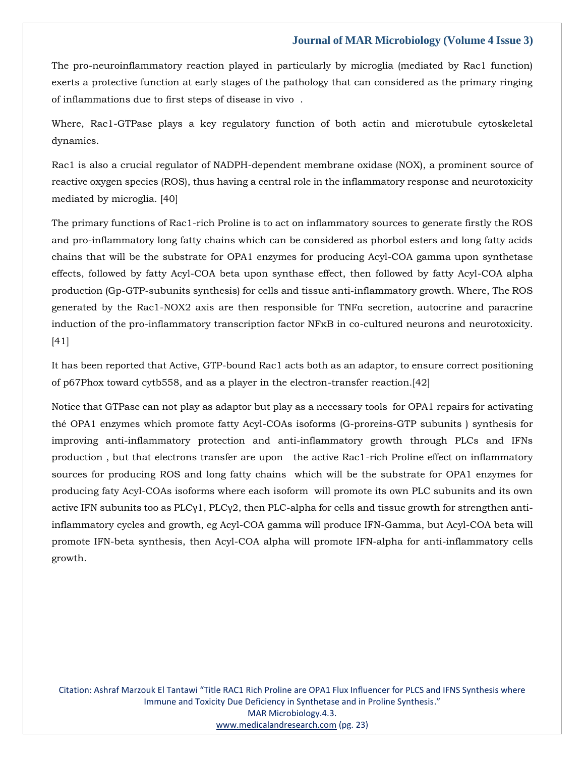The pro-neuroinflammatory reaction played in particularly by microglia (mediated by Rac1 function) exerts a protective function at early stages of the pathology that can considered as the primary ringing of inflammations due to first steps of disease in vivo .

Where, Rac1-GTPase plays a key regulatory function of both actin and microtubule cytoskeletal dynamics.

Rac1 is also a crucial regulator of NADPH-dependent membrane oxidase (NOX), a prominent source of reactive oxygen species (ROS), thus having a central role in the inflammatory response and neurotoxicity mediated by microglia. [40]

The primary functions of Rac1-rich Proline is to act on inflammatory sources to generate firstly the ROS and pro-inflammatory long fatty chains which can be considered as phorbol esters and long fatty acids chains that will be the substrate for OPA1 enzymes for producing Acyl-COA gamma upon synthetase effects, followed by fatty Acyl-COA beta upon synthase effect, then followed by fatty Acyl-COA alpha production (Gp-GTP-subunits synthesis) for cells and tissue anti-inflammatory growth. Where, The ROS generated by the Rac1-NOX2 axis are then responsible for TNFα secretion, autocrine and paracrine induction of the pro-inflammatory transcription factor NFκB in co-cultured neurons and neurotoxicity. [41]

It has been reported that Active, GTP-bound Rac1 acts both as an adaptor, to ensure correct positioning of p67Phox toward cytb558, and as a player in the electron-transfer reaction.[42]

Notice that GTPase can not play as adaptor but play as a necessary tools for OPA1 repairs for activating thé OPA1 enzymes which promote fatty Acyl-COAs isoforms (G-proreins-GTP subunits ) synthesis for improving anti-inflammatory protection and anti-inflammatory growth through PLCs and IFNs production , but that electrons transfer are upon the active Rac1-rich Proline effect on inflammatory sources for producing ROS and long fatty chains which will be the substrate for OPA1 enzymes for producing faty Acyl-COAs isoforms where each isoform will promote its own PLC subunits and its own active IFN subunits too as PLCγ1, PLCγ2, then PLC-alpha for cells and tissue growth for strengthen anti-inflammatory cycles and growth, eg Acyl-COA gamma will produce IFN-Gamma, but Acyl-COA beta will promote IFN-beta synthesis, then Acyl-COA alpha will promote IFN-alpha for anti-inflammatory cells growth.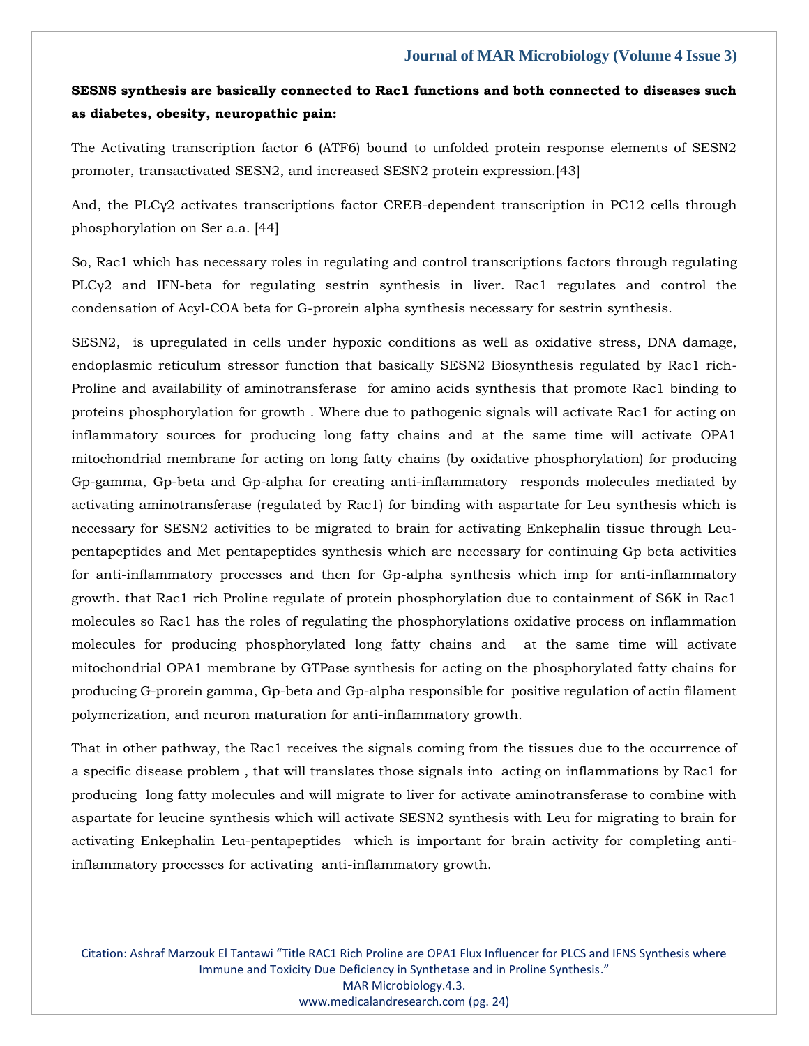**SESNS synthesis are basically connected to Rac1 functions and both connected to diseases such as diabetes, obesity, neuropathic pain:**

The Activating transcription factor 6 (ATF6) bound to unfolded protein response elements of SESN2 promoter, transactivated SESN2, and increased SESN2 protein expression.[43]

And, the PLCγ2 activates transcriptions factor CREB-dependent transcription in PC12 cells through phosphorylation on Ser a.a. [44]

So, Rac1 which has necessary roles in regulating and control transcriptions factors through regulating PLCγ2 and IFN-beta for regulating sestrin synthesis in liver. Rac1 regulates and control the condensation of Acyl-COA beta for G-prorein alpha synthesis necessary for sestrin synthesis.

SESN2, is upregulated in cells under hypoxic conditions as well as oxidative stress, DNA damage, endoplasmic reticulum stressor function that basically SESN2 Biosynthesis regulated by Rac1 rich-Proline and availability of aminotransferase for amino acids synthesis that promote Rac1 binding to proteins phosphorylation for growth . Where due to pathogenic signals will activate Rac1 for acting on inflammatory sources for producing long fatty chains and at the same time will activate OPA1 mitochondrial membrane for acting on long fatty chains (by oxidative phosphorylation) for producing Gp-gamma, Gp-beta and Gp-alpha for creating anti-inflammatory responds molecules mediated by activating aminotransferase (regulated by Rac1) for binding with aspartate for Leu synthesis which is necessary for SESN2 activities to be migrated to brain for activating Enkephalin tissue through Leu-pentapeptides and Met pentapeptides synthesis which are necessary for continuing Gp beta activities for anti-inflammatory processes and then for Gp-alpha synthesis which imp for anti-inflammatory growth. that Rac1 rich Proline regulate of protein phosphorylation due to containment of S6K in Rac1 molecules so Rac1 has the roles of regulating the phosphorylations oxidative process on inflammation molecules for producing phosphorylated long fatty chains and at the same time will activate mitochondrial OPA1 membrane by GTPase synthesis for acting on the phosphorylated fatty chains for producing G-prorein gamma, Gp-beta and Gp-alpha responsible for positive regulation of actin filament polymerization, and neuron maturation for anti-inflammatory growth.

That in other pathway, the Rac1 receives the signals coming from the tissues due to the occurrence of a specific disease problem , that will translates those signals into acting on inflammations by Rac1 for producing long fatty molecules and will migrate to liver for activate aminotransferase to combine with aspartate for leucine synthesis which will activate SESN2 synthesis with Leu for migrating to brain for activating Enkephalin Leu-pentapeptides which is important for brain activity for completing anti-inflammatory processes for activating anti-inflammatory growth.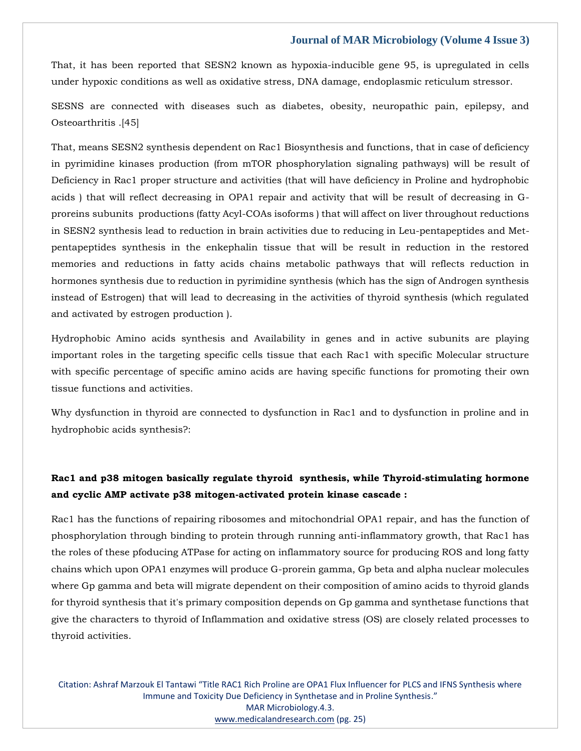That, it has been reported that SESN2 known as hypoxia-inducible gene 95, is upregulated in cells under hypoxic conditions as well as oxidative stress, DNA damage, endoplasmic reticulum stressor.

SESNS are connected with diseases such as diabetes, obesity, neuropathic pain, epilepsy, and Osteoarthritis .[45]

That, means SESN2 synthesis dependent on Rac1 Biosynthesis and functions, that in case of deficiency in pyrimidine kinases production (from mTOR phosphorylation signaling pathways) will be result of Deficiency in Rac1 proper structure and activities (that will have deficiency in Proline and hydrophobic acids ) that will reflect decreasing in OPA1 repair and activity that will be result of decreasing in G-proreins subunits productions (fatty Acyl-COAs isoforms ) that will affect on liver throughout reductions in SESN2 synthesis lead to reduction in brain activities due to reducing in Leu-pentapeptides and Met-pentapeptides synthesis in the enkephalin tissue that will be result in reduction in the restored memories and reductions in fatty acids chains metabolic pathways that will reflects reduction in hormones synthesis due to reduction in pyrimidine synthesis (which has the sign of Androgen synthesis instead of Estrogen) that will lead to decreasing in the activities of thyroid synthesis (which regulated and activated by estrogen production ).

Hydrophobic Amino acids synthesis and Availability in genes and in active subunits are playing important roles in the targeting specific cells tissue that each Rac1 with specific Molecular structure with specific percentage of specific amino acids are having specific functions for promoting their own tissue functions and activities.

Why dysfunction in thyroid are connected to dysfunction in Rac1 and to dysfunction in proline and in hydrophobic acids synthesis?:

**Rac1 and p38 mitogen basically regulate thyroid synthesis, while Thyroid-stimulating hormone and cyclic AMP activate p38 mitogen-activated protein kinase cascade :**

Rac1 has the functions of repairing ribosomes and mitochondrial OPA1 repair, and has the function of phosphorylation through binding to protein through running anti-inflammatory growth, that Rac1 has the roles of these pfoducing ATPase for acting on inflammatory source for producing ROS and long fatty chains which upon OPA1 enzymes will produce G-prorein gamma, Gp beta and alpha nuclear molecules where Gp gamma and beta will migrate dependent on their composition of amino acids to thyroid glands for thyroid synthesis that it's primary composition depends on Gp gamma and synthetase functions that give the characters to thyroid of Inflammation and oxidative stress (OS) are closely related processes to thyroid activities.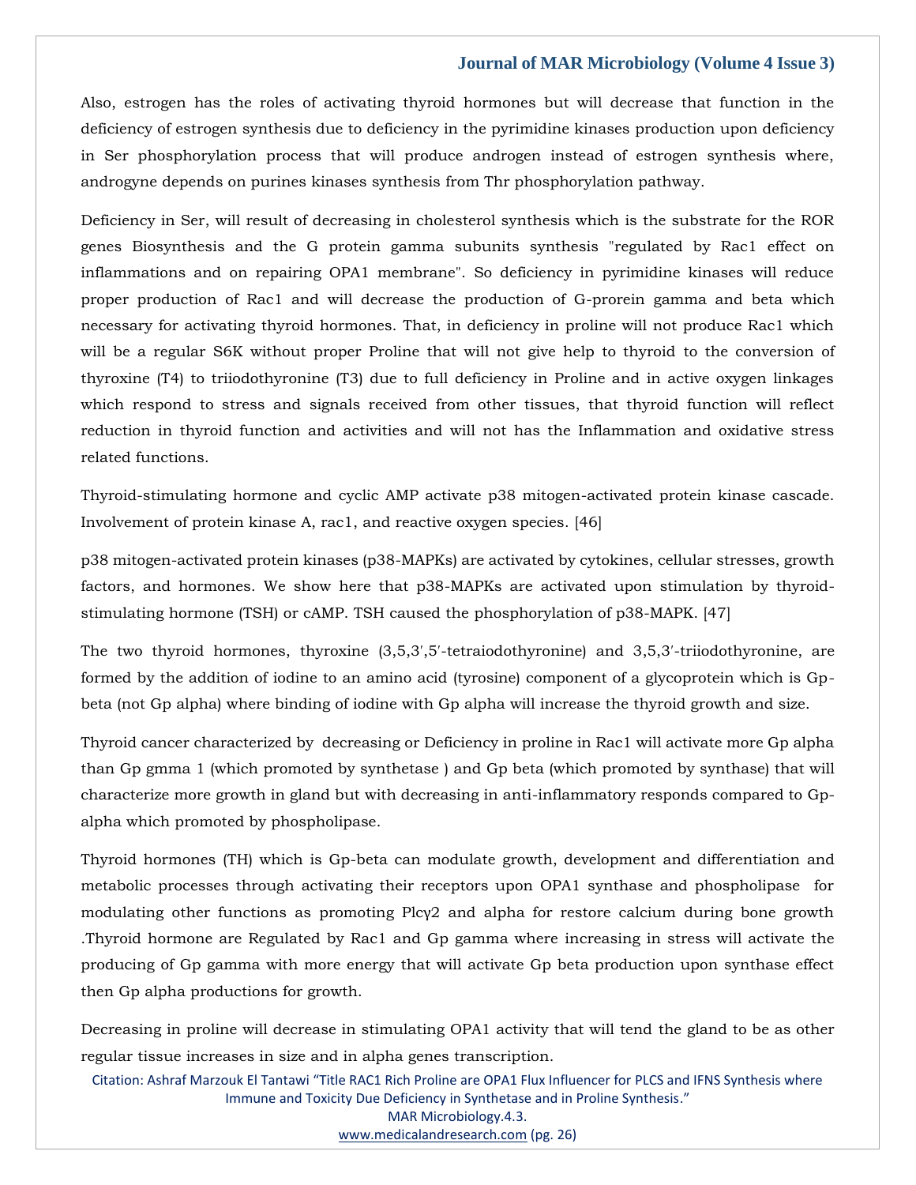Also, estrogen has the roles of activating thyroid hormones but will decrease that function in the deficiency of estrogen synthesis due to deficiency in the pyrimidine kinases production upon deficiency in Ser phosphorylation process that will produce androgen instead of estrogen synthesis where, androgyne depends on purines kinases synthesis from Thr phosphorylation pathway.

Deficiency in Ser, will result of decreasing in cholesterol synthesis which is the substrate for the ROR genes Biosynthesis and the G protein gamma subunits synthesis "regulated by Rac1 effect on inflammations and on repairing OPA1 membrane". So deficiency in pyrimidine kinases will reduce proper production of Rac1 and will decrease the production of G-prorein gamma and beta which necessary for activating thyroid hormones. That, in deficiency in proline will not produce Rac1 which will be a regular S6K without proper Proline that will not give help to thyroid to the conversion of thyroxine (T4) to triiodothyronine (T3) due to full deficiency in Proline and in active oxygen linkages which respond to stress and signals received from other tissues, that thyroid function will reflect reduction in thyroid function and activities and will not has the Inflammation and oxidative stress related functions.

Thyroid-stimulating hormone and cyclic AMP activate p38 mitogen-activated protein kinase cascade. Involvement of protein kinase A, rac1, and reactive oxygen species. [46]

p38 mitogen-activated protein kinases (p38-MAPKs) are activated by cytokines, cellular stresses, growth factors, and hormones. We show here that p38-MAPKs are activated upon stimulation by thyroid-stimulating hormone (TSH) or cAMP. TSH caused the phosphorylation of p38-MAPK. [47]

The two thyroid hormones, thyroxine (3,5,3′,5′-tetraiodothyronine) and 3,5,3′-triiodothyronine, are formed by the addition of iodine to an amino acid (tyrosine) component of a glycoprotein which is Gp-beta (not Gp alpha) where binding of iodine with Gp alpha will increase the thyroid growth and size.

Thyroid cancer characterized by decreasing or Deficiency in proline in Rac1 will activate more Gp alpha than Gp gmma 1 (which promoted by synthetase ) and Gp beta (which promoted by synthase) that will characterize more growth in gland but with decreasing in anti-inflammatory responds compared to Gp-alpha which promoted by phospholipase.

Thyroid hormones (TH) which is Gp-beta can modulate growth, development and differentiation and metabolic processes through activating their receptors upon OPA1 synthase and phospholipase for modulating other functions as promoting Plcγ2 and alpha for restore calcium during bone growth .Thyroid hormone are Regulated by Rac1 and Gp gamma where increasing in stress will activate the producing of Gp gamma with more energy that will activate Gp beta production upon synthase effect then Gp alpha productions for growth.

Decreasing in proline will decrease in stimulating OPA1 activity that will tend the gland to be as other regular tissue increases in size and in alpha genes transcription.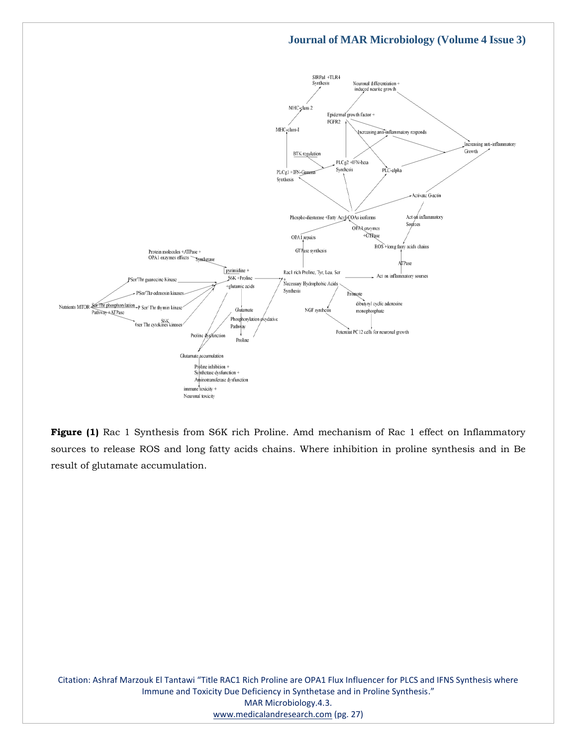Protein molecules +ATPase + OPA1 enzymes effects

Synthetase

pyrimidine + S6K +Proline +glutamic acids

PSer/Thr guanosine Kinase

PSer/Thr-adenosin kinases

Nutrients MTOR

Ser/Thr phosphorylation Pathway +ATPase

P Ser/ Thr thymin kinase

S6K

0ser Thr cytokines kinases

Proline dysfunction

Glutamate

Phosphorylation oxydative Pathway

Proline

Glutamate accumulation

Proline inhibition + Synthetase dysfunction + Aminotransferase dysfunction

immune toxicity + Neuronal toxicity

Rac1 rich Proline, Tyr, Leu. Ser + Necessary Hydrophobic Acids Synthesis

GTPase synthesis

OPA1 repairs

Phospho-diesterase +Fatty Acyl-COAs isoforms

OPA1 enzymes +GTPase

ROS +long fatty acids chains

ATPase

Act on inflammatory sourses

Promote

dibutyryl cyclic adenosine monophosphate

NGF synthesis

Potentiat PC12 cells for neuronal growth

Act on inflammatory Sources

Activate G-actin

PLCg1 +IFN-Gamma Synthesis

BTK regulation

PLCg2 +IFN-beta Synthesis

PLC-alpha

MHC-class-I

MHC-class 2

SIRPal +TLR4 Synthesis

Epidermal growth factor + FGFR2

Neuronal differentiation + induced neurite growth

Increasing anti-inflammatory responds

Increasing anti-inflammatory Growth

**Figure (1)** Rac 1 Synthesis from S6K rich Proline. Amd mechanism of Rac 1 effect on Inflammatory sources to release ROS and long fatty acids chains. Where inhibition in proline synthesis and in Be result of glutamate accumulation.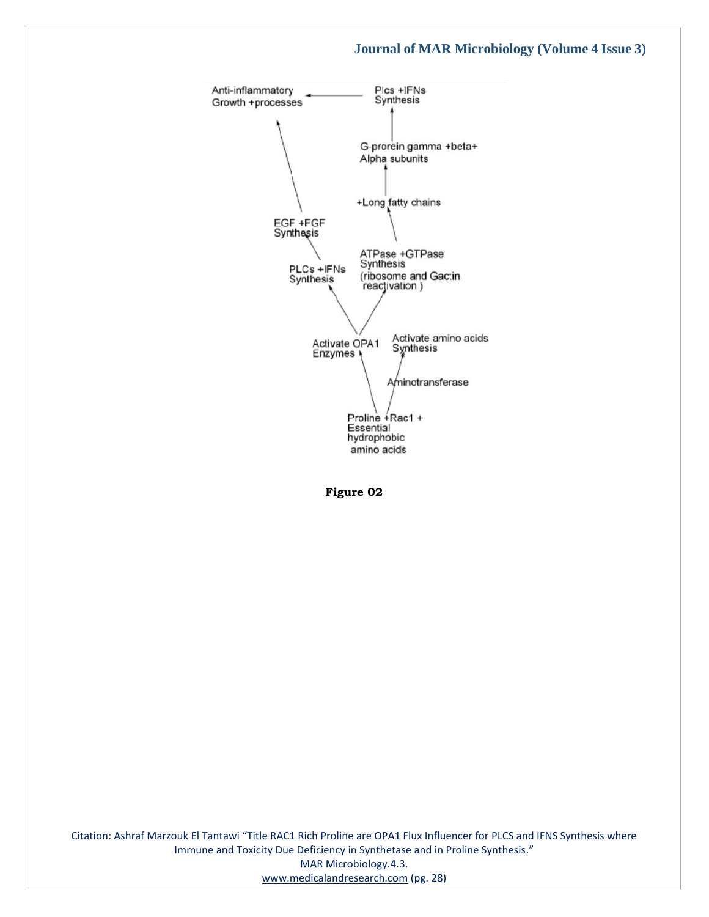Anti-inflammatory Growth +processes

Plcs +IFNs Synthesis

G-prorein gamma +beta+ Alpha subunits

+Long fatty chains

EGF +FGF Synthesis

PLCs +IFNs Synthesis

ATPase +GTPase Synthesis (ribosome and Gactin reactivation )

Activate OPA1 Enzymes

Activate amino acids Synthesis

Aminotransferase

Proline +Rac1 + Essential hydrophobic amino acids

**Figure 02**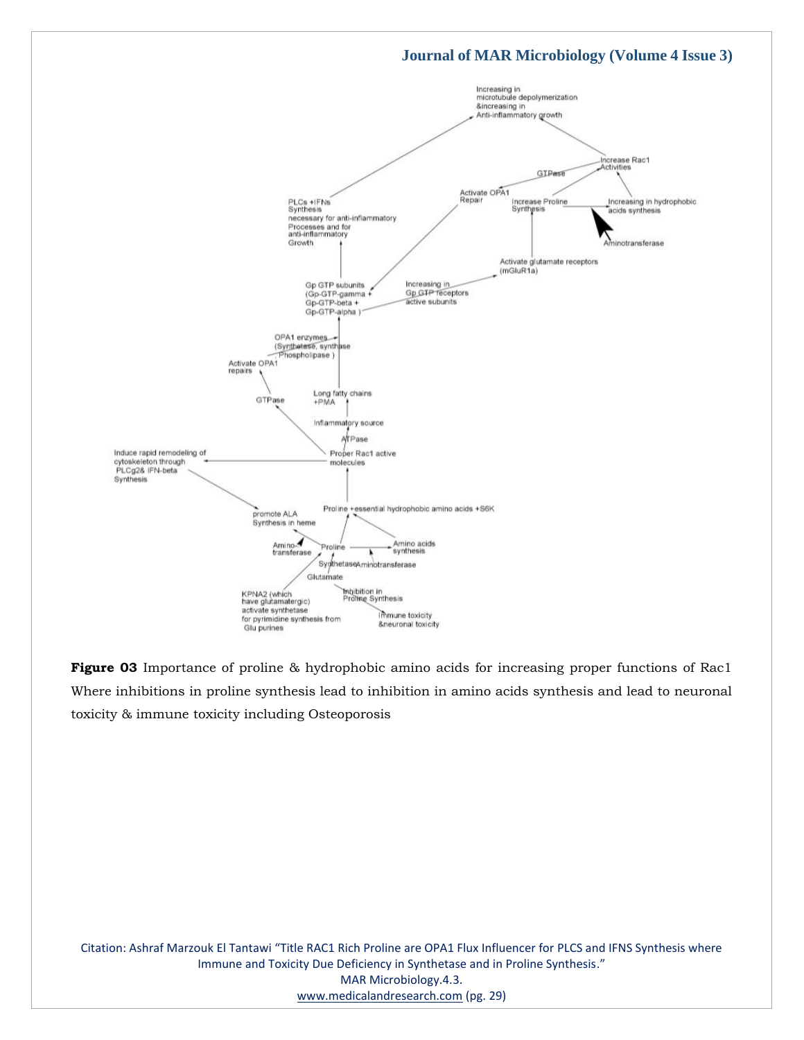Increasing in microtubule depolymerization &increasing in Anti-inflammatory growth

Increase Rac1 Activities

GTPase

Activate OPA1 Repair

Increase Proline Synthesis

Increasing in hydrophobic acids synthesis

Aminotransferase

PLCs +IFNs Synthesis necessary for anti-inflammatory Processes and for anti-inflammatory Growth

Activate glutamate receptors (mGluR1a)

Gp GTP subunits (Gp-GTP-gamma + Gp-GTP-beta + Gp-GTP-alpha )

Increasing in Gp GTP receptors active subunits

OPA1 enzymes (Synthetase, synthase Phospholipase )

Activate OPA1 repairs

GTPase

Long fatty chains +PMA

Inflammatory source

ATPase

Induce rapid remodeling of cytoskeleton through PLCg2& IFN-beta Synthesis

Proper Rac1 active molecules

Proline +essential hydrophobic amino acids +S6K

promote ALA Synthesis in heme

Amino-transferase

Proline

Amino acids synthesis

Synthetase

Aminotransferase

Glutamate

KPNA2 (which have glutamatergic) activate synthetase for pyrimidine synthesis from Glu purines

Inhibition in Proline Synthesis

Immune toxicity &neuronal toxicity

**Figure 03** Importance of proline & hydrophobic amino acids for increasing proper functions of Rac1 Where inhibitions in proline synthesis lead to inhibition in amino acids synthesis and lead to neuronal toxicity & immune toxicity including Osteoporosis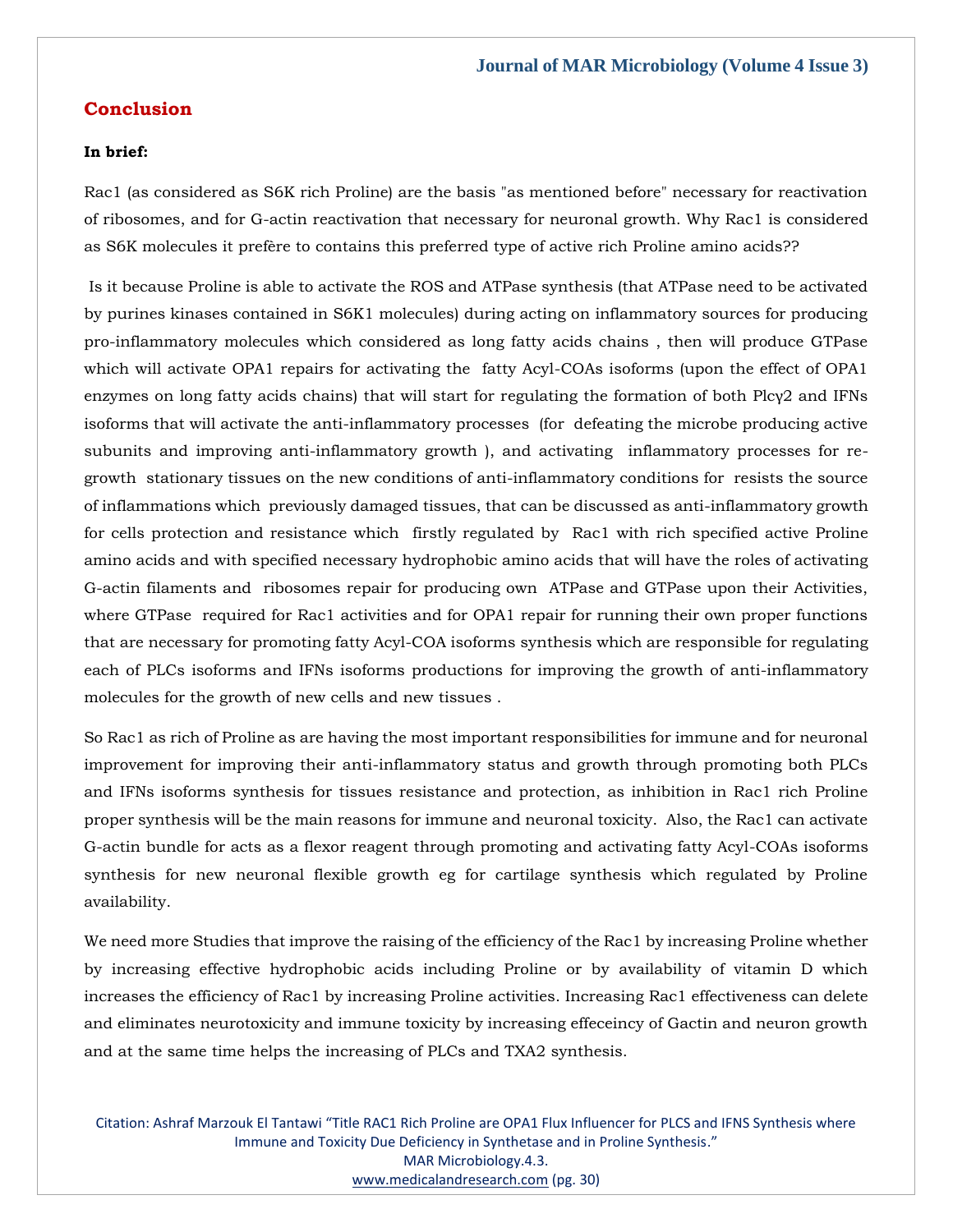## Conclusion

**In brief:**

Rac1 (as considered as S6K rich Proline) are the basis "as mentioned before" necessary for reactivation of ribosomes, and for G-actin reactivation that necessary for neuronal growth. Why Rac1 is considered as S6K molecules it prefère to contains this preferred type of active rich Proline amino acids??

Is it because Proline is able to activate the ROS and ATPase synthesis (that ATPase need to be activated by purines kinases contained in S6K1 molecules) during acting on inflammatory sources for producing pro-inflammatory molecules which considered as long fatty acids chains , then will produce GTPase which will activate OPA1 repairs for activating the fatty Acyl-COAs isoforms (upon the effect of OPA1 enzymes on long fatty acids chains) that will start for regulating the formation of both Plcγ2 and IFNs isoforms that will activate the anti-inflammatory processes (for defeating the microbe producing active subunits and improving anti-inflammatory growth ), and activating inflammatory processes for re-growth stationary tissues on the new conditions of anti-inflammatory conditions for resists the source of inflammations which previously damaged tissues, that can be discussed as anti-inflammatory growth for cells protection and resistance which firstly regulated by Rac1 with rich specified active Proline amino acids and with specified necessary hydrophobic amino acids that will have the roles of activating G-actin filaments and ribosomes repair for producing own ATPase and GTPase upon their Activities, where GTPase required for Rac1 activities and for OPA1 repair for running their own proper functions that are necessary for promoting fatty Acyl-COA isoforms synthesis which are responsible for regulating each of PLCs isoforms and IFNs isoforms productions for improving the growth of anti-inflammatory molecules for the growth of new cells and new tissues .

So Rac1 as rich of Proline as are having the most important responsibilities for immune and for neuronal improvement for improving their anti-inflammatory status and growth through promoting both PLCs and IFNs isoforms synthesis for tissues resistance and protection, as inhibition in Rac1 rich Proline proper synthesis will be the main reasons for immune and neuronal toxicity. Also, the Rac1 can activate G-actin bundle for acts as a flexor reagent through promoting and activating fatty Acyl-COAs isoforms synthesis for new neuronal flexible growth eg for cartilage synthesis which regulated by Proline availability.

We need more Studies that improve the raising of the efficiency of the Rac1 by increasing Proline whether by increasing effective hydrophobic acids including Proline or by availability of vitamin D which increases the efficiency of Rac1 by increasing Proline activities. Increasing Rac1 effectiveness can delete and eliminates neurotoxicity and immune toxicity by increasing effeceincy of Gactin and neuron growth and at the same time helps the increasing of PLCs and TXA2 synthesis.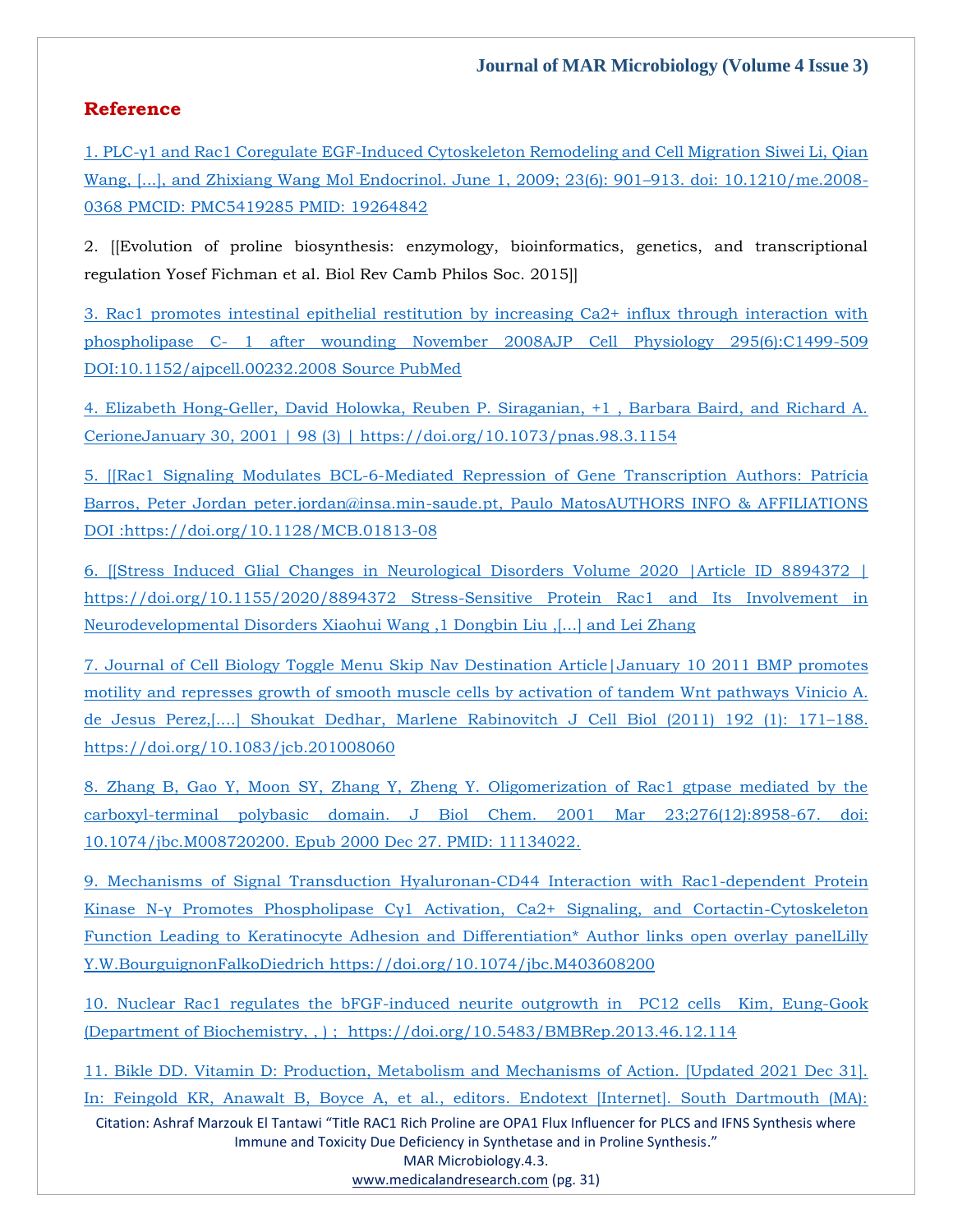## Reference

1. PLC-γ1 and Rac1 Coregulate EGF-Induced Cytoskeleton Remodeling and Cell Migration Siwei Li, Qian Wang, [...], and Zhixiang Wang Mol Endocrinol. June 1, 2009; 23(6): 901–913. doi: 10.1210/me.2008-0368 PMCID: PMC5419285 PMID: 19264842

2. [[Evolution of proline biosynthesis: enzymology, bioinformatics, genetics, and transcriptional regulation Yosef Fichman et al. Biol Rev Camb Philos Soc. 2015]]

3. Rac1 promotes intestinal epithelial restitution by increasing Ca2+ influx through interaction with phospholipase C- 1 after wounding November 2008AJP Cell Physiology 295(6):C1499-509 DOI:10.1152/ajpcell.00232.2008 Source PubMed

4. Elizabeth Hong-Geller, David Holowka, Reuben P. Siraganian, +1 , Barbara Baird, and Richard A. CerioneJanuary 30, 2001 | 98 (3) | https://doi.org/10.1073/pnas.98.3.1154

5. [[Rac1 Signaling Modulates BCL-6-Mediated Repression of Gene Transcription Authors: Patrícia Barros, Peter Jordan peter.jordan@insa.min-saude.pt, Paulo MatosAUTHORS INFO & AFFILIATIONS DOI :https://doi.org/10.1128/MCB.01813-08

6. [[Stress Induced Glial Changes in Neurological Disorders Volume 2020 |Article ID 8894372 | https://doi.org/10.1155/2020/8894372 Stress-Sensitive Protein Rac1 and Its Involvement in Neurodevelopmental Disorders Xiaohui Wang ,1 Dongbin Liu ,[...] and Lei Zhang

7. Journal of Cell Biology Toggle Menu Skip Nav Destination Article|January 10 2011 BMP promotes motility and represses growth of smooth muscle cells by activation of tandem Wnt pathways Vinicio A. de Jesus Perez,[....] Shoukat Dedhar, Marlene Rabinovitch J Cell Biol (2011) 192 (1): 171–188. https://doi.org/10.1083/jcb.201008060

8. Zhang B, Gao Y, Moon SY, Zhang Y, Zheng Y. Oligomerization of Rac1 gtpase mediated by the carboxyl-terminal polybasic domain. J Biol Chem. 2001 Mar 23;276(12):8958-67. doi: 10.1074/jbc.M008720200. Epub 2000 Dec 27. PMID: 11134022.

9. Mechanisms of Signal Transduction Hyaluronan-CD44 Interaction with Rac1-dependent Protein Kinase N-γ Promotes Phospholipase Cγ1 Activation, Ca2+ Signaling, and Cortactin-Cytoskeleton Function Leading to Keratinocyte Adhesion and Differentiation* Author links open overlay panelLilly Y.W.BourguignonFalkoDiedrich https://doi.org/10.1074/jbc.M403608200

10. Nuclear Rac1 regulates the bFGF-induced neurite outgrowth in PC12 cells Kim, Eung-Gook (Department of Biochemistry, , ) ; https://doi.org/10.5483/BMBRep.2013.46.12.114

11. Bikle DD. Vitamin D: Production, Metabolism and Mechanisms of Action. [Updated 2021 Dec 31]. In: Feingold KR, Anawalt B, Boyce A, et al., editors. Endotext [Internet]. South Dartmouth (MA):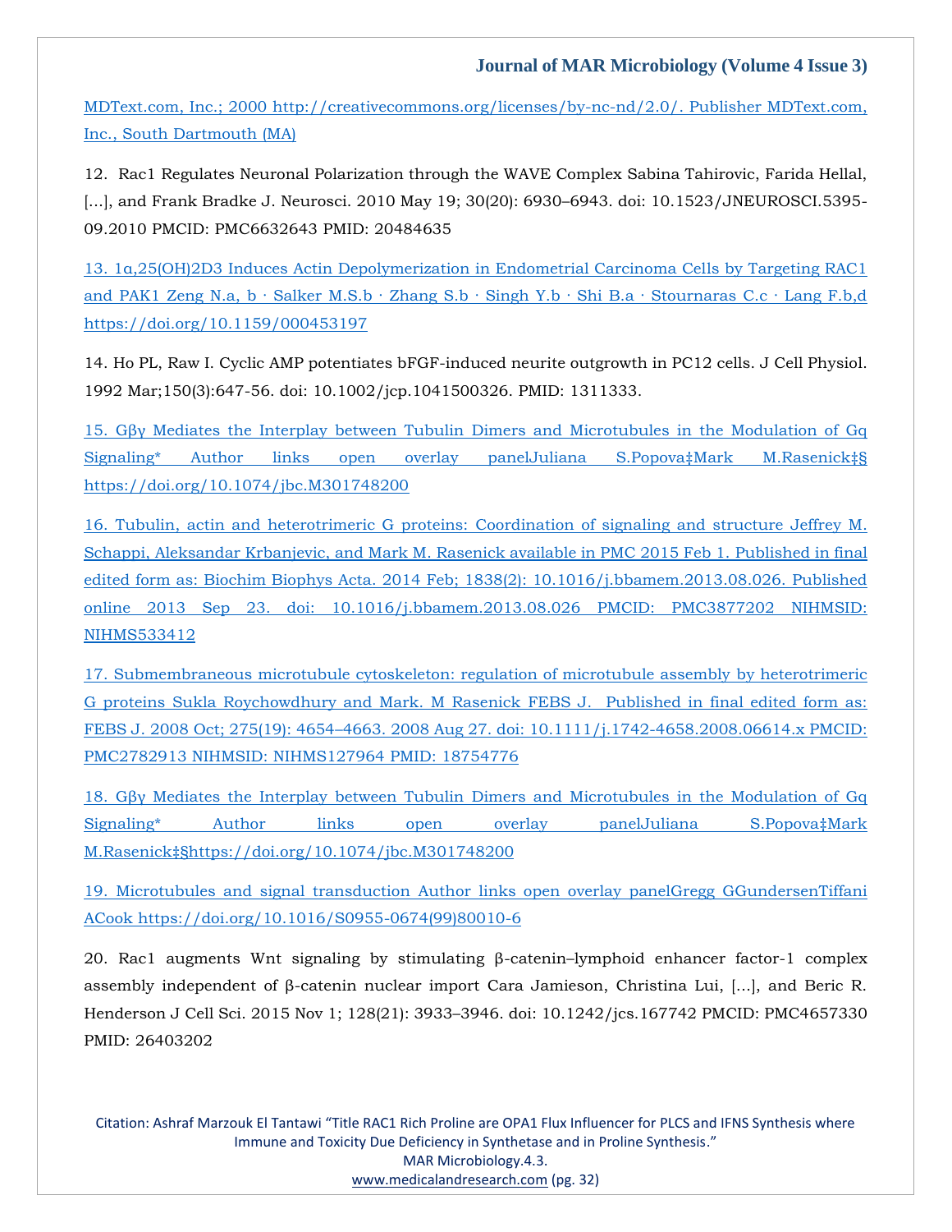MDText.com, Inc.; 2000 http://creativecommons.org/licenses/by-nc-nd/2.0/. Publisher MDText.com, Inc., South Dartmouth (MA)

12. Rac1 Regulates Neuronal Polarization through the WAVE Complex Sabina Tahirovic, Farida Hellal, [...], and Frank Bradke J. Neurosci. 2010 May 19; 30(20): 6930–6943. doi: 10.1523/JNEUROSCI.5395-09.2010 PMCID: PMC6632643 PMID: 20484635

13. 1α,25(OH)2D3 Induces Actin Depolymerization in Endometrial Carcinoma Cells by Targeting RAC1 and PAK1 Zeng N.a, b · Salker M.S.b · Zhang S.b · Singh Y.b · Shi B.a · Stournaras C.c · Lang F.b,d https://doi.org/10.1159/000453197

14. Ho PL, Raw I. Cyclic AMP potentiates bFGF-induced neurite outgrowth in PC12 cells. J Cell Physiol. 1992 Mar;150(3):647-56. doi: 10.1002/jcp.1041500326. PMID: 1311333.

15. Gβγ Mediates the Interplay between Tubulin Dimers and Microtubules in the Modulation of Gq Signaling* Author links open overlay panelJuliana S.Popova‡Mark M.Rasenick‡§ https://doi.org/10.1074/jbc.M301748200

16. Tubulin, actin and heterotrimeric G proteins: Coordination of signaling and structure Jeffrey M. Schappi, Aleksandar Krbanjevic, and Mark M. Rasenick available in PMC 2015 Feb 1. Published in final edited form as: Biochim Biophys Acta. 2014 Feb; 1838(2): 10.1016/j.bbamem.2013.08.026. Published online 2013 Sep 23. doi: 10.1016/j.bbamem.2013.08.026 PMCID: PMC3877202 NIHMSID: NIHMS533412

17. Submembraneous microtubule cytoskeleton: regulation of microtubule assembly by heterotrimeric G proteins Sukla Roychowdhury and Mark. M Rasenick FEBS J. Published in final edited form as: FEBS J. 2008 Oct; 275(19): 4654–4663. 2008 Aug 27. doi: 10.1111/j.1742-4658.2008.06614.x PMCID: PMC2782913 NIHMSID: NIHMS127964 PMID: 18754776

18. Gβγ Mediates the Interplay between Tubulin Dimers and Microtubules in the Modulation of Gq Signaling* Author links open overlay panelJuliana S.Popova‡Mark M.Rasenick‡§https://doi.org/10.1074/jbc.M301748200

19. Microtubules and signal transduction Author links open overlay panelGregg GGundersenTiffani ACook https://doi.org/10.1016/S0955-0674(99)80010-6

20. Rac1 augments Wnt signaling by stimulating β-catenin–lymphoid enhancer factor-1 complex assembly independent of β-catenin nuclear import Cara Jamieson, Christina Lui, [...], and Beric R. Henderson J Cell Sci. 2015 Nov 1; 128(21): 3933–3946. doi: 10.1242/jcs.167742 PMCID: PMC4657330 PMID: 26403202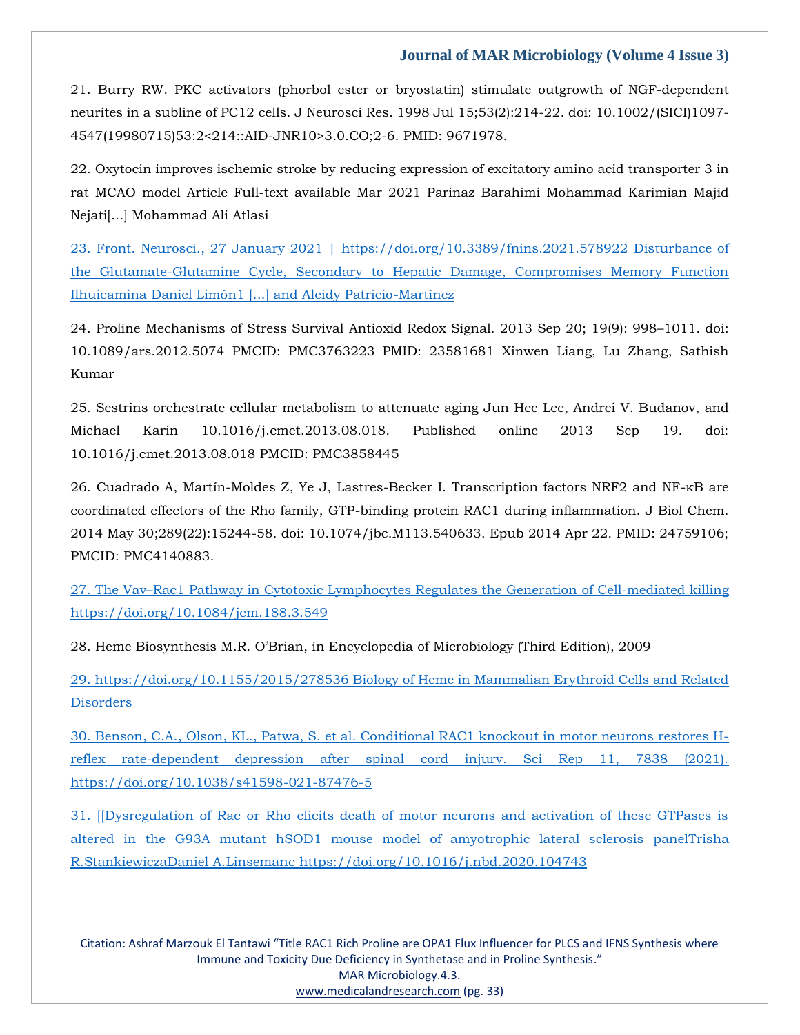21. Burry RW. PKC activators (phorbol ester or bryostatin) stimulate outgrowth of NGF-dependent neurites in a subline of PC12 cells. J Neurosci Res. 1998 Jul 15;53(2):214-22. doi: 10.1002/(SICI)1097-4547(19980715)53:2<214::AID-JNR10>3.0.CO;2-6. PMID: 9671978.

22. Oxytocin improves ischemic stroke by reducing expression of excitatory amino acid transporter 3 in rat MCAO model Article Full-text available Mar 2021 Parinaz Barahimi Mohammad Karimian Majid Nejati[...] Mohammad Ali Atlasi

23. Front. Neurosci., 27 January 2021 | https://doi.org/10.3389/fnins.2021.578922 Disturbance of the Glutamate-Glutamine Cycle, Secondary to Hepatic Damage, Compromises Memory Function Ilhuicamina Daniel Limón1 [...] and Aleidy Patricio-Martínez

24. Proline Mechanisms of Stress Survival Antioxid Redox Signal. 2013 Sep 20; 19(9): 998–1011. doi: 10.1089/ars.2012.5074 PMCID: PMC3763223 PMID: 23581681 Xinwen Liang, Lu Zhang, Sathish Kumar

25. Sestrins orchestrate cellular metabolism to attenuate aging Jun Hee Lee, Andrei V. Budanov, and Michael Karin 10.1016/j.cmet.2013.08.018. Published online 2013 Sep 19. doi: 10.1016/j.cmet.2013.08.018 PMCID: PMC3858445

26. Cuadrado A, Martín-Moldes Z, Ye J, Lastres-Becker I. Transcription factors NRF2 and NF-κB are coordinated effectors of the Rho family, GTP-binding protein RAC1 during inflammation. J Biol Chem. 2014 May 30;289(22):15244-58. doi: 10.1074/jbc.M113.540633. Epub 2014 Apr 22. PMID: 24759106; PMCID: PMC4140883.

27. The Vav–Rac1 Pathway in Cytotoxic Lymphocytes Regulates the Generation of Cell-mediated killing https://doi.org/10.1084/jem.188.3.549

28. Heme Biosynthesis M.R. O'Brian, in Encyclopedia of Microbiology (Third Edition), 2009

29. https://doi.org/10.1155/2015/278536 Biology of Heme in Mammalian Erythroid Cells and Related Disorders

30. Benson, C.A., Olson, KL., Patwa, S. et al. Conditional RAC1 knockout in motor neurons restores H-reflex rate-dependent depression after spinal cord injury. Sci Rep 11, 7838 (2021). https://doi.org/10.1038/s41598-021-87476-5

31. [[Dysregulation of Rac or Rho elicits death of motor neurons and activation of these GTPases is altered in the G93A mutant hSOD1 mouse model of amyotrophic lateral sclerosis panelTrisha R.StankiewiczaDaniel A.Linsemanc https://doi.org/10.1016/j.nbd.2020.104743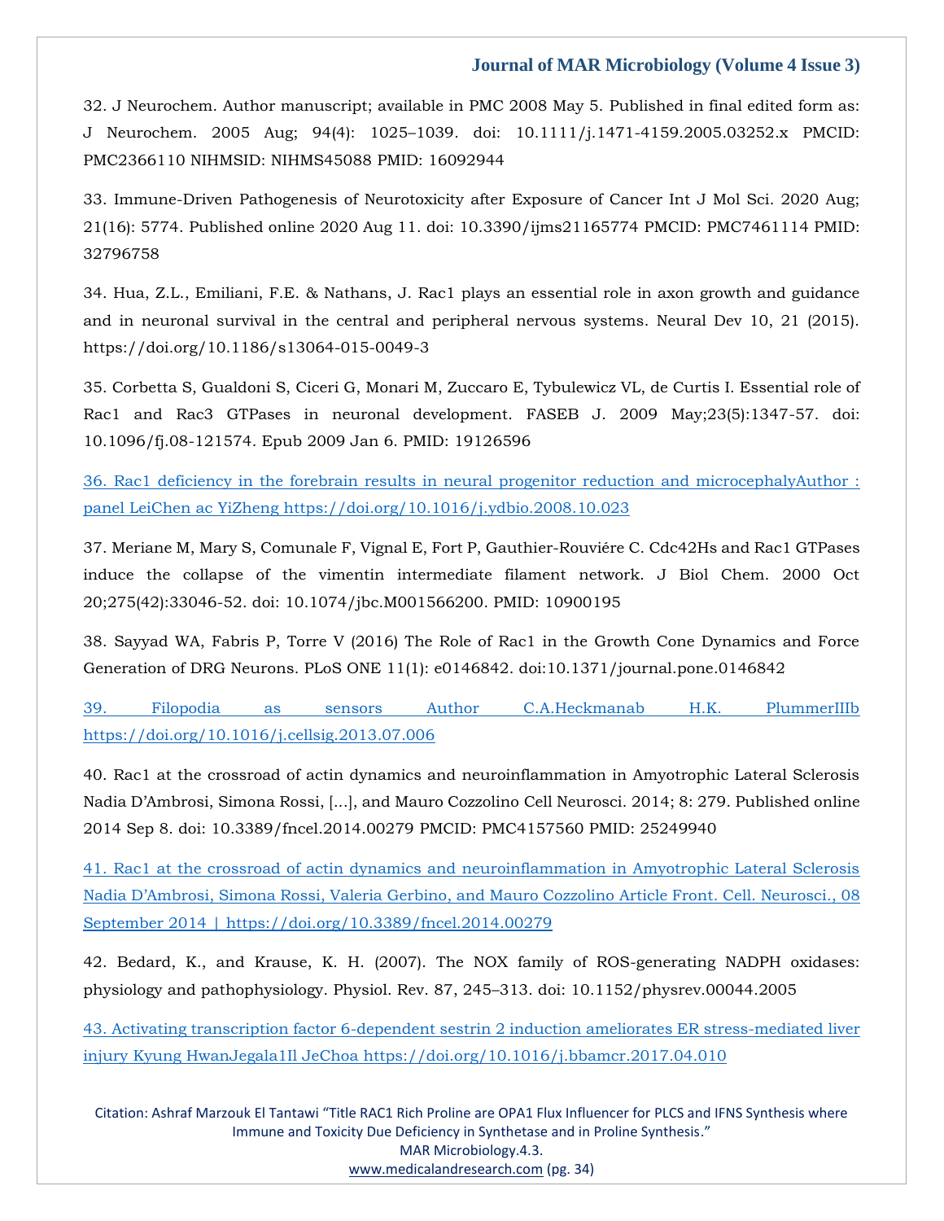32. J Neurochem. Author manuscript; available in PMC 2008 May 5. Published in final edited form as: J Neurochem. 2005 Aug; 94(4): 1025–1039. doi: 10.1111/j.1471-4159.2005.03252.x PMCID: PMC2366110 NIHMSID: NIHMS45088 PMID: 16092944

33. Immune-Driven Pathogenesis of Neurotoxicity after Exposure of Cancer Int J Mol Sci. 2020 Aug; 21(16): 5774. Published online 2020 Aug 11. doi: 10.3390/ijms21165774 PMCID: PMC7461114 PMID: 32796758

34. Hua, Z.L., Emiliani, F.E. & Nathans, J. Rac1 plays an essential role in axon growth and guidance and in neuronal survival in the central and peripheral nervous systems. Neural Dev 10, 21 (2015). https://doi.org/10.1186/s13064-015-0049-3

35. Corbetta S, Gualdoni S, Ciceri G, Monari M, Zuccaro E, Tybulewicz VL, de Curtis I. Essential role of Rac1 and Rac3 GTPases in neuronal development. FASEB J. 2009 May;23(5):1347-57. doi: 10.1096/fj.08-121574. Epub 2009 Jan 6. PMID: 19126596

36. Rac1 deficiency in the forebrain results in neural progenitor reduction and microcephalyAuthor : panel LeiChen ac YiZheng https://doi.org/10.1016/j.ydbio.2008.10.023

37. Meriane M, Mary S, Comunale F, Vignal E, Fort P, Gauthier-Rouviére C. Cdc42Hs and Rac1 GTPases induce the collapse of the vimentin intermediate filament network. J Biol Chem. 2000 Oct 20;275(42):33046-52. doi: 10.1074/jbc.M001566200. PMID: 10900195

38. Sayyad WA, Fabris P, Torre V (2016) The Role of Rac1 in the Growth Cone Dynamics and Force Generation of DRG Neurons. PLoS ONE 11(1): e0146842. doi:10.1371/journal.pone.0146842

39. Filopodia as sensors Author C.A.Heckmanab H.K. PlummerIIIb https://doi.org/10.1016/j.cellsig.2013.07.006

40. Rac1 at the crossroad of actin dynamics and neuroinflammation in Amyotrophic Lateral Sclerosis Nadia D'Ambrosi, Simona Rossi, [...], and Mauro Cozzolino Cell Neurosci. 2014; 8: 279. Published online 2014 Sep 8. doi: 10.3389/fncel.2014.00279 PMCID: PMC4157560 PMID: 25249940

41. Rac1 at the crossroad of actin dynamics and neuroinflammation in Amyotrophic Lateral Sclerosis Nadia D'Ambrosi, Simona Rossi, Valeria Gerbino, and Mauro Cozzolino Article Front. Cell. Neurosci., 08 September 2014 | https://doi.org/10.3389/fncel.2014.00279

42. Bedard, K., and Krause, K. H. (2007). The NOX family of ROS-generating NADPH oxidases: physiology and pathophysiology. Physiol. Rev. 87, 245–313. doi: 10.1152/physrev.00044.2005

43. Activating transcription factor 6-dependent sestrin 2 induction ameliorates ER stress-mediated liver injury Kyung HwanJegala1Il JeChoa https://doi.org/10.1016/j.bbamcr.2017.04.010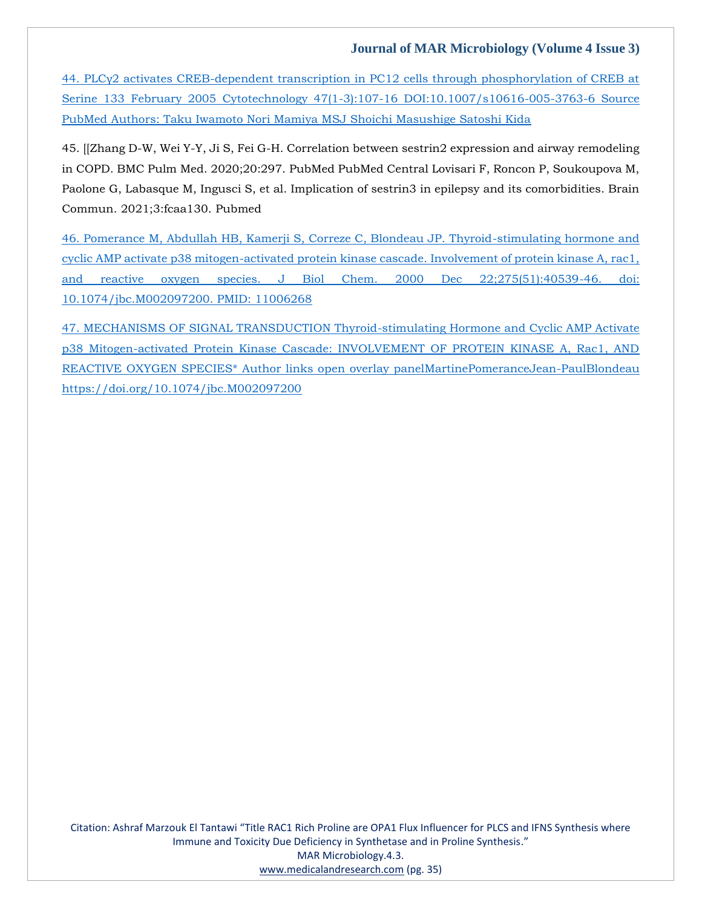44. PLCγ2 activates CREB-dependent transcription in PC12 cells through phosphorylation of CREB at Serine 133 February 2005 Cytotechnology 47(1-3):107-16 DOI:10.1007/s10616-005-3763-6 Source PubMed Authors: Taku Iwamoto Nori Mamiya MSJ Shoichi Masushige Satoshi Kida

45. [[Zhang D-W, Wei Y-Y, Ji S, Fei G-H. Correlation between sestrin2 expression and airway remodeling in COPD. BMC Pulm Med. 2020;20:297. PubMed PubMed Central Lovisari F, Roncon P, Soukoupova M, Paolone G, Labasque M, Ingusci S, et al. Implication of sestrin3 in epilepsy and its comorbidities. Brain Commun. 2021;3:fcaa130. Pubmed

46. Pomerance M, Abdullah HB, Kamerji S, Correze C, Blondeau JP. Thyroid-stimulating hormone and cyclic AMP activate p38 mitogen-activated protein kinase cascade. Involvement of protein kinase A, rac1, and reactive oxygen species. J Biol Chem. 2000 Dec 22;275(51):40539-46. doi: 10.1074/jbc.M002097200. PMID: 11006268

47. MECHANISMS OF SIGNAL TRANSDUCTION Thyroid-stimulating Hormone and Cyclic AMP Activate p38 Mitogen-activated Protein Kinase Cascade: INVOLVEMENT OF PROTEIN KINASE A, Rac1, AND REACTIVE OXYGEN SPECIES* Author links open overlay panelMartinePomeranceJean-PaulBlondeau https://doi.org/10.1074/jbc.M002097200

Citation: Ashraf Marzouk El Tantawi "Title RAC1 Rich Proline are OPA1 Flux Influencer for PLCS and IFNS Synthesis where Immune and Toxicity Due Deficiency in Synthetase and in Proline Synthesis." MAR Microbiology.4.3.
www.medicalandresearch.com (pg. 35)